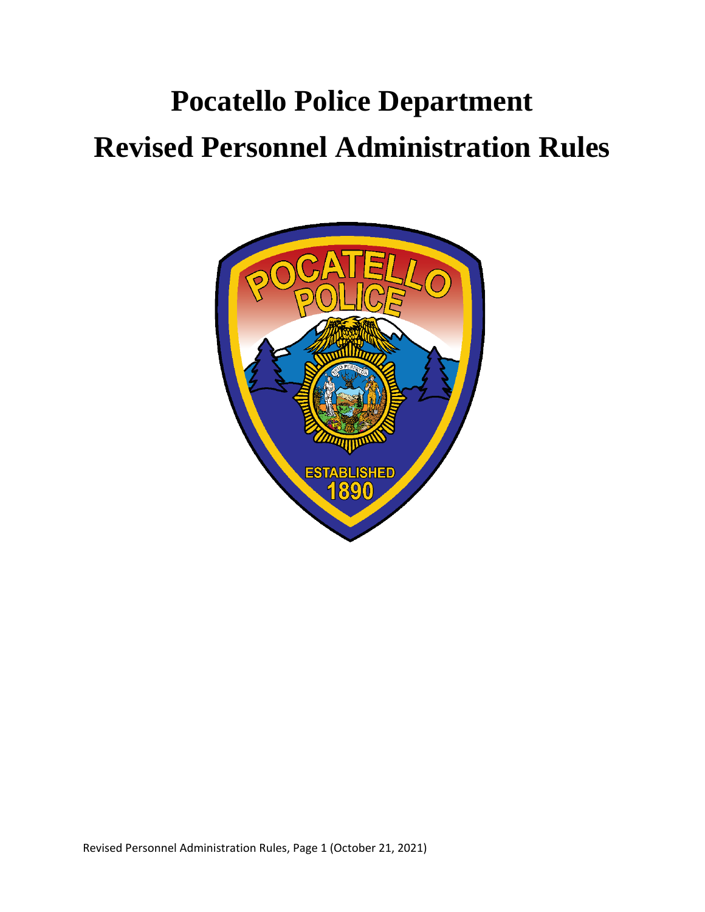# Pocatello Police Department

# Revised Personnel Administration Rules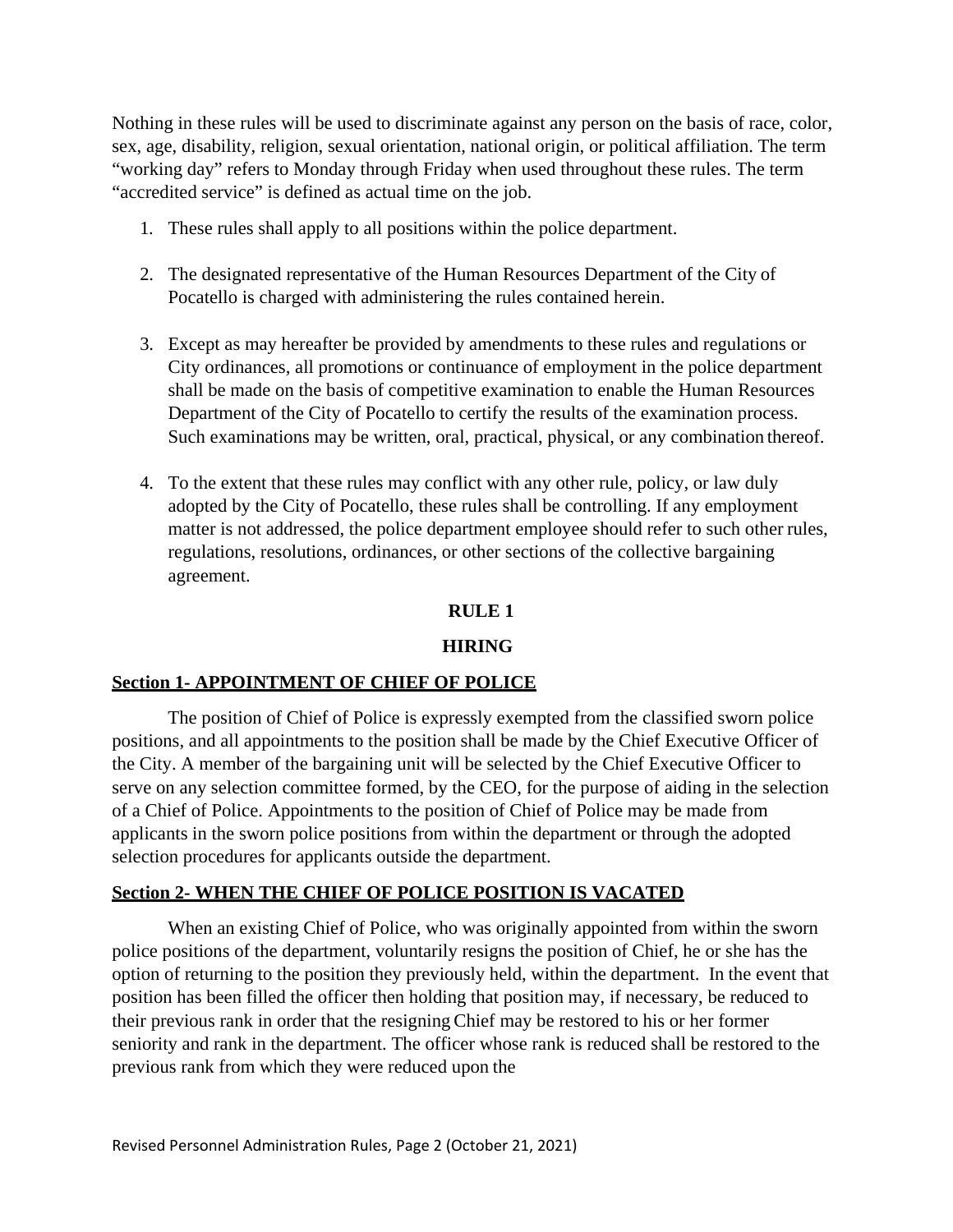Nothing in these rules will be used to discriminate against any person on the basis of race, color, sex, age, disability, religion, sexual orientation, national origin, or political affiliation. The term "working day" refers to Monday through Friday when used throughout these rules. The term "accredited service" is defined as actual time on the job.

1. These rules shall apply to all positions within the police department.

2. The designated representative of the Human Resources Department of the City of Pocatello is charged with administering the rules contained herein.

3. Except as may hereafter be provided by amendments to these rules and regulations or City ordinances, all promotions or continuance of employment in the police department shall be made on the basis of competitive examination to enable the Human Resources Department of the City of Pocatello to certify the results of the examination process. Such examinations may be written, oral, practical, physical, or any combination thereof.

4. To the extent that these rules may conflict with any other rule, policy, or law duly adopted by the City of Pocatello, these rules shall be controlling. If any employment matter is not addressed, the police department employee should refer to such other rules, regulations, resolutions, ordinances, or other sections of the collective bargaining agreement.

## RULE 1

## HIRING

### Section 1- APPOINTMENT OF CHIEF OF POLICE

The position of Chief of Police is expressly exempted from the classified sworn police positions, and all appointments to the position shall be made by the Chief Executive Officer of the City. A member of the bargaining unit will be selected by the Chief Executive Officer to serve on any selection committee formed, by the CEO, for the purpose of aiding in the selection of a Chief of Police. Appointments to the position of Chief of Police may be made from applicants in the sworn police positions from within the department or through the adopted selection procedures for applicants outside the department.

### Section 2- WHEN THE CHIEF OF POLICE POSITION IS VACATED

When an existing Chief of Police, who was originally appointed from within the sworn police positions of the department, voluntarily resigns the position of Chief, he or she has the option of returning to the position they previously held, within the department. In the event that position has been filled the officer then holding that position may, if necessary, be reduced to their previous rank in order that the resigning Chief may be restored to his or her former seniority and rank in the department. The officer whose rank is reduced shall be restored to the previous rank from which they were reduced upon the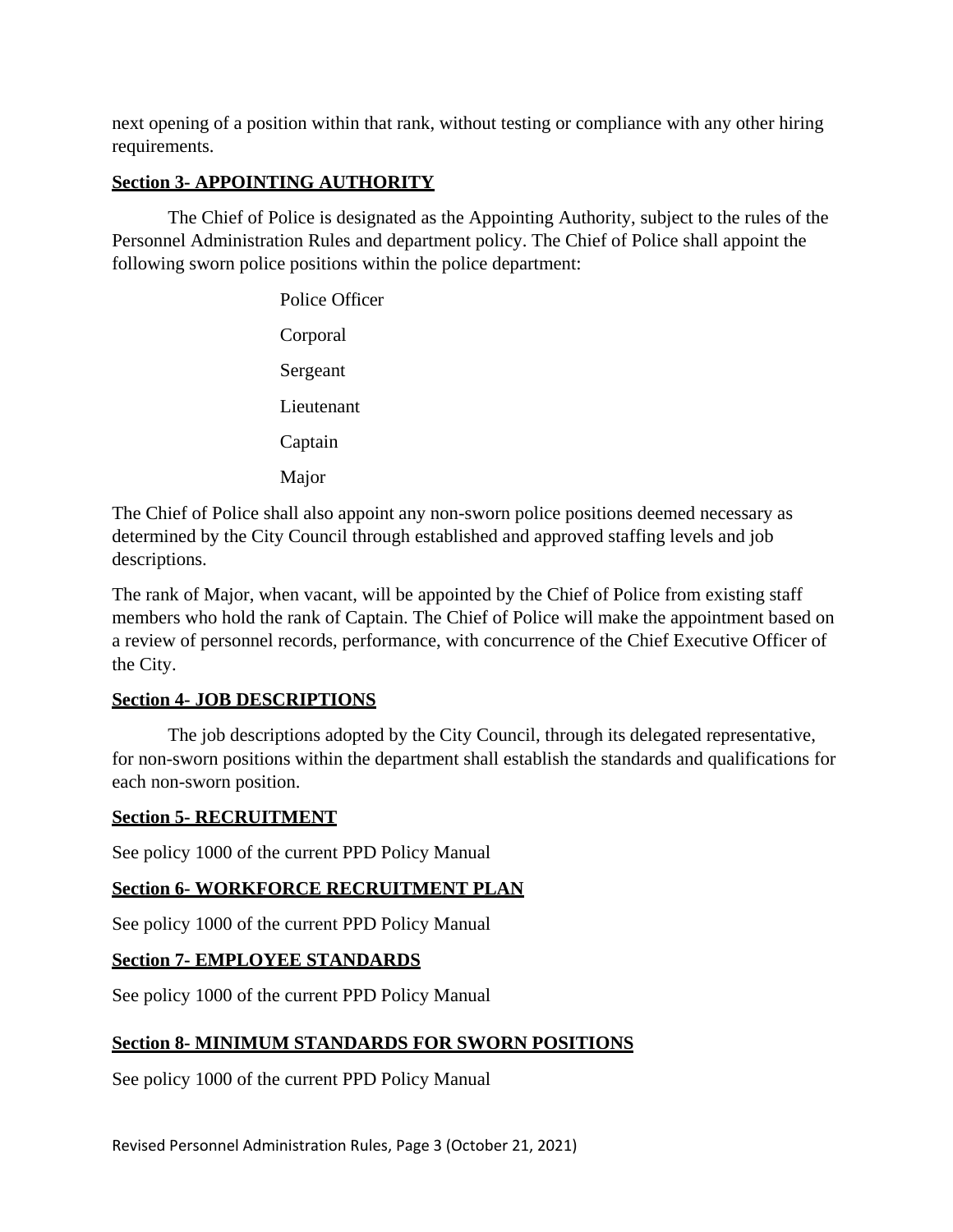next opening of a position within that rank, without testing or compliance with any other hiring requirements.

## **Section 3- APPOINTING AUTHORITY**

The Chief of Police is designated as the Appointing Authority, subject to the rules of the Personnel Administration Rules and department policy. The Chief of Police shall appoint the following sworn police positions within the police department:

- Police Officer
- Corporal
- Sergeant
- Lieutenant
- Captain
- Major

The Chief of Police shall also appoint any non-sworn police positions deemed necessary as determined by the City Council through established and approved staffing levels and job descriptions.

The rank of Major, when vacant, will be appointed by the Chief of Police from existing staff members who hold the rank of Captain. The Chief of Police will make the appointment based on a review of personnel records, performance, with concurrence of the Chief Executive Officer of the City.

## **Section 4- JOB DESCRIPTIONS**

The job descriptions adopted by the City Council, through its delegated representative, for non-sworn positions within the department shall establish the standards and qualifications for each non-sworn position.

## **Section 5- RECRUITMENT**

See policy 1000 of the current PPD Policy Manual

## **Section 6- WORKFORCE RECRUITMENT PLAN**

See policy 1000 of the current PPD Policy Manual

## **Section 7- EMPLOYEE STANDARDS**

See policy 1000 of the current PPD Policy Manual

## **Section 8- MINIMUM STANDARDS FOR SWORN POSITIONS**

See policy 1000 of the current PPD Policy Manual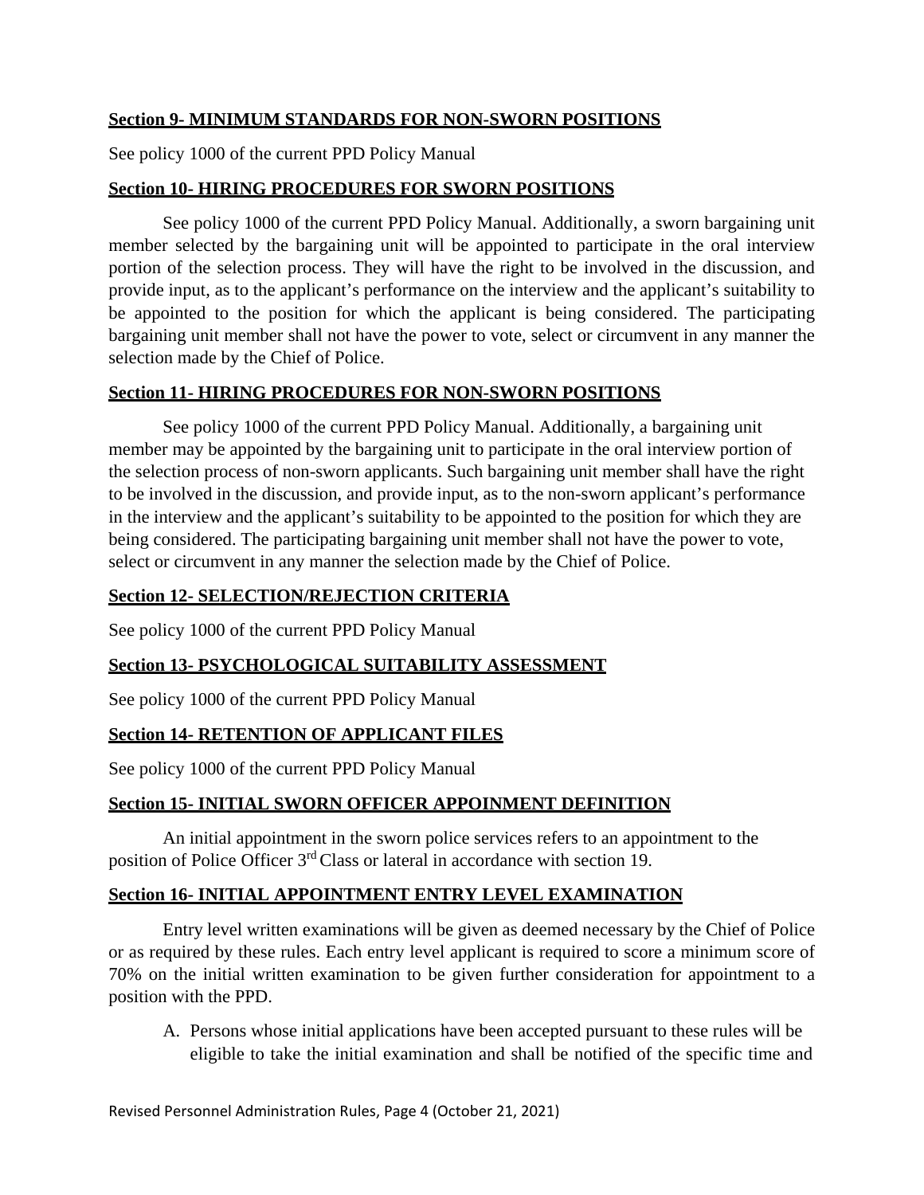**Section 9- MINIMUM STANDARDS FOR NON-SWORN POSITIONS**

See policy 1000 of the current PPD Policy Manual

**Section 10- HIRING PROCEDURES FOR SWORN POSITIONS**

See policy 1000 of the current PPD Policy Manual. Additionally, a sworn bargaining unit member selected by the bargaining unit will be appointed to participate in the oral interview portion of the selection process. They will have the right to be involved in the discussion, and provide input, as to the applicant's performance on the interview and the applicant's suitability to be appointed to the position for which the applicant is being considered. The participating bargaining unit member shall not have the power to vote, select or circumvent in any manner the selection made by the Chief of Police.

**Section 11- HIRING PROCEDURES FOR NON-SWORN POSITIONS**

See policy 1000 of the current PPD Policy Manual. Additionally, a bargaining unit member may be appointed by the bargaining unit to participate in the oral interview portion of the selection process of non-sworn applicants. Such bargaining unit member shall have the right to be involved in the discussion, and provide input, as to the non-sworn applicant's performance in the interview and the applicant's suitability to be appointed to the position for which they are being considered. The participating bargaining unit member shall not have the power to vote, select or circumvent in any manner the selection made by the Chief of Police.

**Section 12- SELECTION/REJECTION CRITERIA**

See policy 1000 of the current PPD Policy Manual

**Section 13- PSYCHOLOGICAL SUITABILITY ASSESSMENT**

See policy 1000 of the current PPD Policy Manual

**Section 14- RETENTION OF APPLICANT FILES**

See policy 1000 of the current PPD Policy Manual

**Section 15- INITIAL SWORN OFFICER APPOINMENT DEFINITION**

An initial appointment in the sworn police services refers to an appointment to the position of Police Officer 3rd Class or lateral in accordance with section 19.

**Section 16- INITIAL APPOINTMENT ENTRY LEVEL EXAMINATION**

Entry level written examinations will be given as deemed necessary by the Chief of Police or as required by these rules. Each entry level applicant is required to score a minimum score of 70% on the initial written examination to be given further consideration for appointment to a position with the PPD.

A. Persons whose initial applications have been accepted pursuant to these rules will be eligible to take the initial examination and shall be notified of the specific time and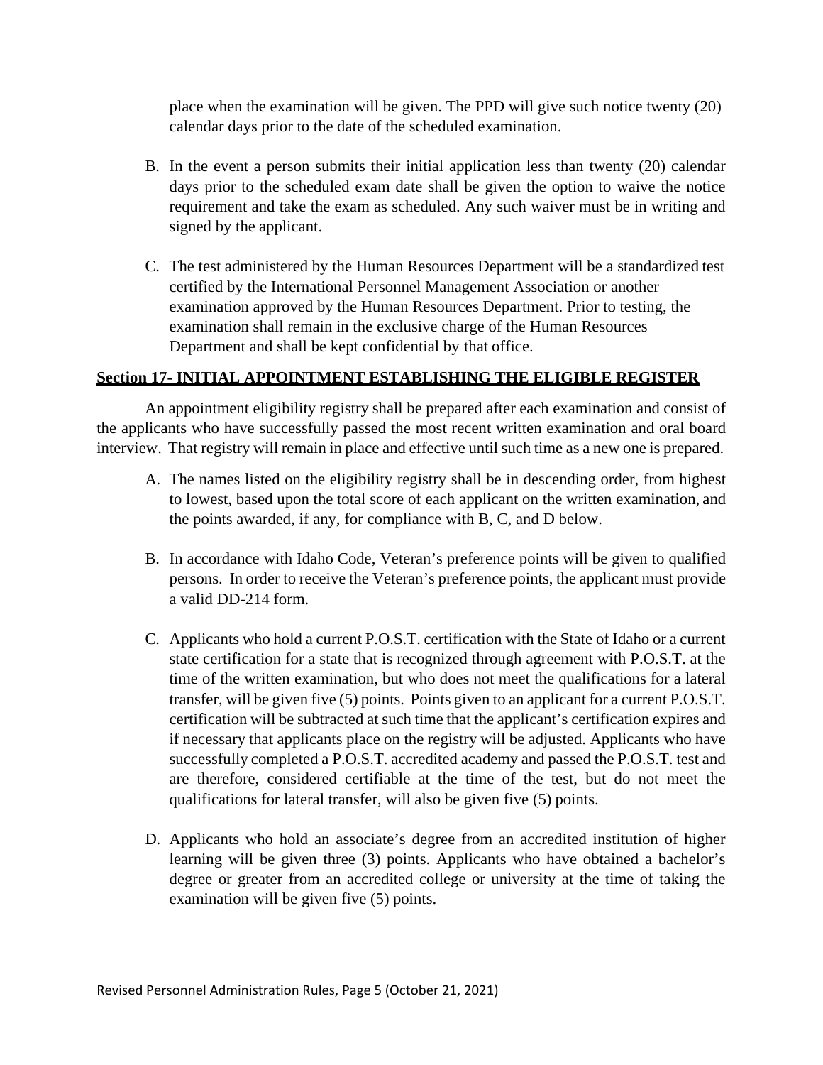place when the examination will be given. The PPD will give such notice twenty (20) calendar days prior to the date of the scheduled examination.

B. In the event a person submits their initial application less than twenty (20) calendar days prior to the scheduled exam date shall be given the option to waive the notice requirement and take the exam as scheduled. Any such waiver must be in writing and signed by the applicant.

C. The test administered by the Human Resources Department will be a standardized test certified by the International Personnel Management Association or another examination approved by the Human Resources Department. Prior to testing, the examination shall remain in the exclusive charge of the Human Resources Department and shall be kept confidential by that office.

## Section 17- INITIAL APPOINTMENT ESTABLISHING THE ELIGIBLE REGISTER

An appointment eligibility registry shall be prepared after each examination and consist of the applicants who have successfully passed the most recent written examination and oral board interview. That registry will remain in place and effective until such time as a new one is prepared.

A. The names listed on the eligibility registry shall be in descending order, from highest to lowest, based upon the total score of each applicant on the written examination, and the points awarded, if any, for compliance with B, C, and D below.

B. In accordance with Idaho Code, Veteran's preference points will be given to qualified persons. In order to receive the Veteran's preference points, the applicant must provide a valid DD-214 form.

C. Applicants who hold a current P.O.S.T. certification with the State of Idaho or a current state certification for a state that is recognized through agreement with P.O.S.T. at the time of the written examination, but who does not meet the qualifications for a lateral transfer, will be given five (5) points. Points given to an applicant for a current P.O.S.T. certification will be subtracted at such time that the applicant's certification expires and if necessary that applicants place on the registry will be adjusted. Applicants who have successfully completed a P.O.S.T. accredited academy and passed the P.O.S.T. test and are therefore, considered certifiable at the time of the test, but do not meet the qualifications for lateral transfer, will also be given five (5) points.

D. Applicants who hold an associate's degree from an accredited institution of higher learning will be given three (3) points. Applicants who have obtained a bachelor's degree or greater from an accredited college or university at the time of taking the examination will be given five (5) points.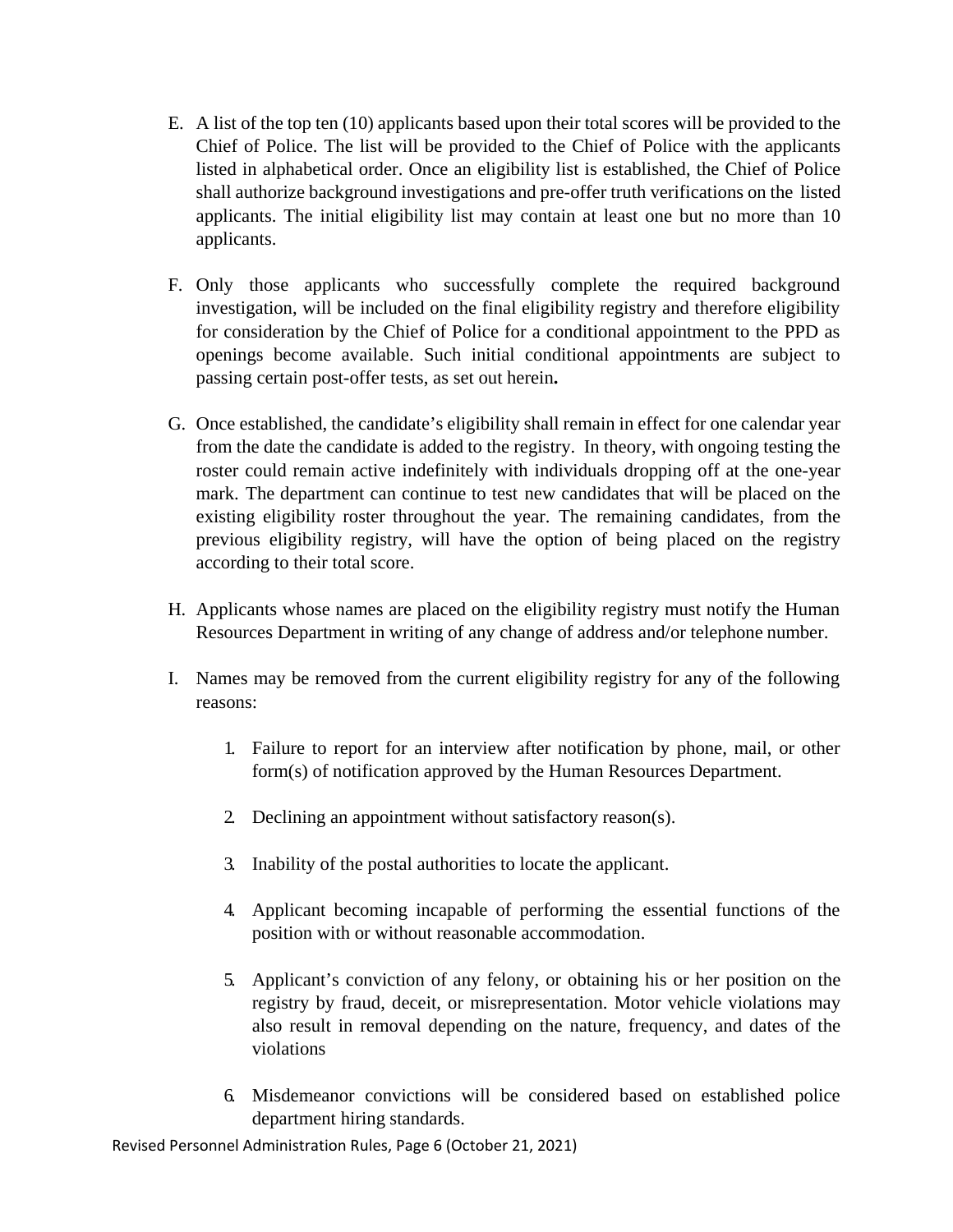E. A list of the top ten (10) applicants based upon their total scores will be provided to the Chief of Police. The list will be provided to the Chief of Police with the applicants listed in alphabetical order. Once an eligibility list is established, the Chief of Police shall authorize background investigations and pre-offer truth verifications on the listed applicants. The initial eligibility list may contain at least one but no more than 10 applicants.

F. Only those applicants who successfully complete the required background investigation, will be included on the final eligibility registry and therefore eligibility for consideration by the Chief of Police for a conditional appointment to the PPD as openings become available. Such initial conditional appointments are subject to passing certain post-offer tests, as set out herein**.**

G. Once established, the candidate's eligibility shall remain in effect for one calendar year from the date the candidate is added to the registry. In theory, with ongoing testing the roster could remain active indefinitely with individuals dropping off at the one-year mark. The department can continue to test new candidates that will be placed on the existing eligibility roster throughout the year. The remaining candidates, from the previous eligibility registry, will have the option of being placed on the registry according to their total score.

H. Applicants whose names are placed on the eligibility registry must notify the Human Resources Department in writing of any change of address and/or telephone number.

I. Names may be removed from the current eligibility registry for any of the following reasons:

   1. Failure to report for an interview after notification by phone, mail, or other form(s) of notification approved by the Human Resources Department.

   2. Declining an appointment without satisfactory reason(s).

   3. Inability of the postal authorities to locate the applicant.

   4. Applicant becoming incapable of performing the essential functions of the position with or without reasonable accommodation.

   5. Applicant's conviction of any felony, or obtaining his or her position on the registry by fraud, deceit, or misrepresentation. Motor vehicle violations may also result in removal depending on the nature, frequency, and dates of the violations

   6. Misdemeanor convictions will be considered based on established police department hiring standards.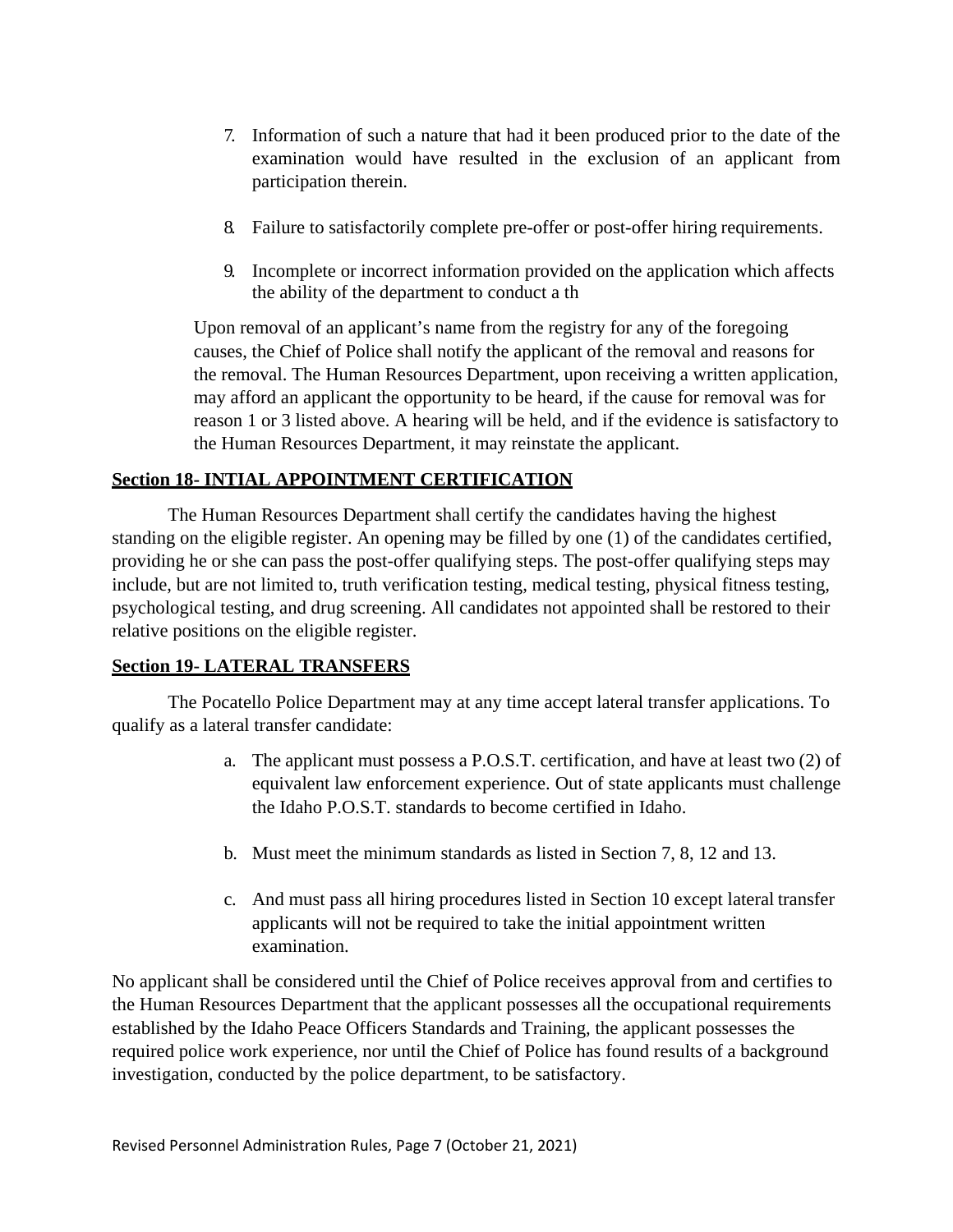7. Information of such a nature that had it been produced prior to the date of the examination would have resulted in the exclusion of an applicant from participation therein.

8. Failure to satisfactorily complete pre-offer or post-offer hiring requirements.

9. Incomplete or incorrect information provided on the application which affects the ability of the department to conduct a th

Upon removal of an applicant's name from the registry for any of the foregoing causes, the Chief of Police shall notify the applicant of the removal and reasons for the removal. The Human Resources Department, upon receiving a written application, may afford an applicant the opportunity to be heard, if the cause for removal was for reason 1 or 3 listed above. A hearing will be held, and if the evidence is satisfactory to the Human Resources Department, it may reinstate the applicant.

## Section 18- INTIAL APPOINTMENT CERTIFICATION

The Human Resources Department shall certify the candidates having the highest standing on the eligible register. An opening may be filled by one (1) of the candidates certified, providing he or she can pass the post-offer qualifying steps. The post-offer qualifying steps may include, but are not limited to, truth verification testing, medical testing, physical fitness testing, psychological testing, and drug screening. All candidates not appointed shall be restored to their relative positions on the eligible register.

## Section 19- LATERAL TRANSFERS

The Pocatello Police Department may at any time accept lateral transfer applications. To qualify as a lateral transfer candidate:

a. The applicant must possess a P.O.S.T. certification, and have at least two (2) of equivalent law enforcement experience. Out of state applicants must challenge the Idaho P.O.S.T. standards to become certified in Idaho.

b. Must meet the minimum standards as listed in Section 7, 8, 12 and 13.

c. And must pass all hiring procedures listed in Section 10 except lateral transfer applicants will not be required to take the initial appointment written examination.

No applicant shall be considered until the Chief of Police receives approval from and certifies to the Human Resources Department that the applicant possesses all the occupational requirements established by the Idaho Peace Officers Standards and Training, the applicant possesses the required police work experience, nor until the Chief of Police has found results of a background investigation, conducted by the police department, to be satisfactory.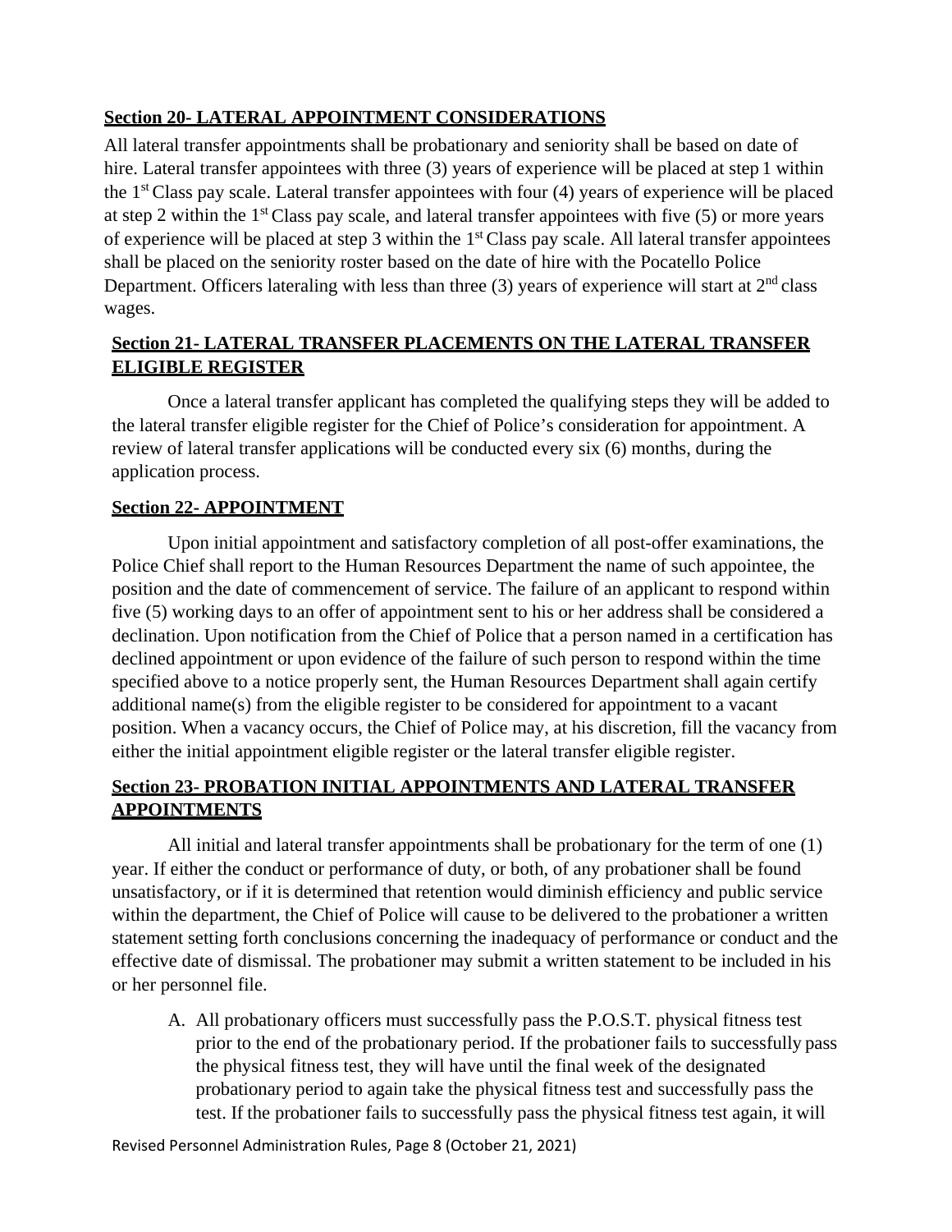**Section 20- LATERAL APPOINTMENT CONSIDERATIONS**

All lateral transfer appointments shall be probationary and seniority shall be based on date of hire. Lateral transfer appointees with three (3) years of experience will be placed at step 1 within the 1st Class pay scale. Lateral transfer appointees with four (4) years of experience will be placed at step 2 within the 1st Class pay scale, and lateral transfer appointees with five (5) or more years of experience will be placed at step 3 within the 1st Class pay scale. All lateral transfer appointees shall be placed on the seniority roster based on the date of hire with the Pocatello Police Department. Officers lateraling with less than three (3) years of experience will start at 2nd class wages.

**Section 21- LATERAL TRANSFER PLACEMENTS ON THE LATERAL TRANSFER ELIGIBLE REGISTER**

Once a lateral transfer applicant has completed the qualifying steps they will be added to the lateral transfer eligible register for the Chief of Police's consideration for appointment. A review of lateral transfer applications will be conducted every six (6) months, during the application process.

**Section 22- APPOINTMENT**

Upon initial appointment and satisfactory completion of all post-offer examinations, the Police Chief shall report to the Human Resources Department the name of such appointee, the position and the date of commencement of service. The failure of an applicant to respond within five (5) working days to an offer of appointment sent to his or her address shall be considered a declination. Upon notification from the Chief of Police that a person named in a certification has declined appointment or upon evidence of the failure of such person to respond within the time specified above to a notice properly sent, the Human Resources Department shall again certify additional name(s) from the eligible register to be considered for appointment to a vacant position. When a vacancy occurs, the Chief of Police may, at his discretion, fill the vacancy from either the initial appointment eligible register or the lateral transfer eligible register.

**Section 23- PROBATION INITIAL APPOINTMENTS AND LATERAL TRANSFER APPOINTMENTS**

All initial and lateral transfer appointments shall be probationary for the term of one (1) year. If either the conduct or performance of duty, or both, of any probationer shall be found unsatisfactory, or if it is determined that retention would diminish efficiency and public service within the department, the Chief of Police will cause to be delivered to the probationer a written statement setting forth conclusions concerning the inadequacy of performance or conduct and the effective date of dismissal. The probationer may submit a written statement to be included in his or her personnel file.

A. All probationary officers must successfully pass the P.O.S.T. physical fitness test prior to the end of the probationary period. If the probationer fails to successfully pass the physical fitness test, they will have until the final week of the designated probationary period to again take the physical fitness test and successfully pass the test. If the probationer fails to successfully pass the physical fitness test again, it will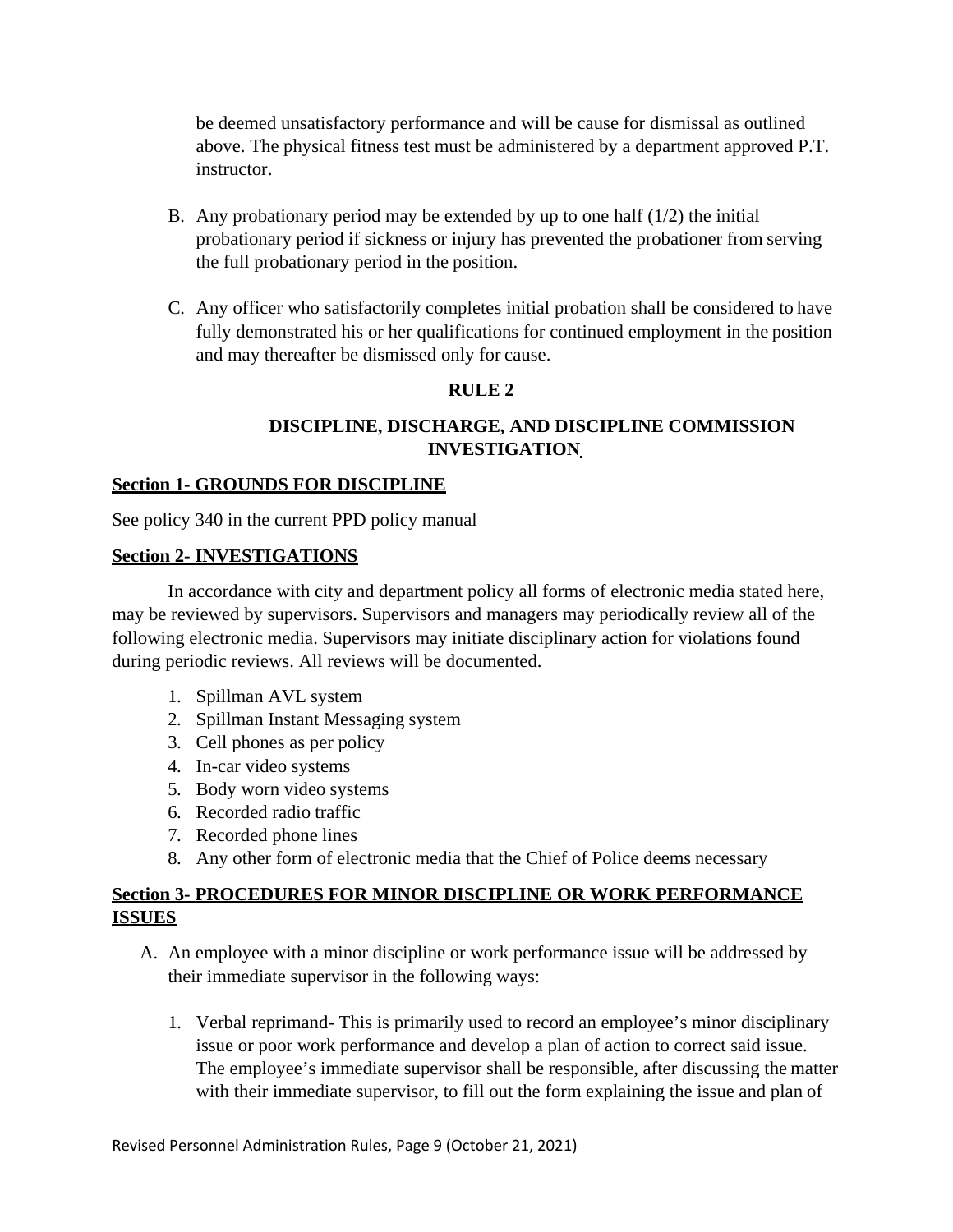be deemed unsatisfactory performance and will be cause for dismissal as outlined above. The physical fitness test must be administered by a department approved P.T. instructor.

B. Any probationary period may be extended by up to one half (1/2) the initial probationary period if sickness or injury has prevented the probationer from serving the full probationary period in the position.

C. Any officer who satisfactorily completes initial probation shall be considered to have fully demonstrated his or her qualifications for continued employment in the position and may thereafter be dismissed only for cause.

## RULE 2

## DISCIPLINE, DISCHARGE, AND DISCIPLINE COMMISSION INVESTIGATION

### Section 1- GROUNDS FOR DISCIPLINE

See policy 340 in the current PPD policy manual

### Section 2- INVESTIGATIONS

In accordance with city and department policy all forms of electronic media stated here, may be reviewed by supervisors. Supervisors and managers may periodically review all of the following electronic media. Supervisors may initiate disciplinary action for violations found during periodic reviews. All reviews will be documented.

1. Spillman AVL system
2. Spillman Instant Messaging system
3. Cell phones as per policy
4. In-car video systems
5. Body worn video systems
6. Recorded radio traffic
7. Recorded phone lines
8. Any other form of electronic media that the Chief of Police deems necessary

### Section 3- PROCEDURES FOR MINOR DISCIPLINE OR WORK PERFORMANCE ISSUES

A. An employee with a minor discipline or work performance issue will be addressed by their immediate supervisor in the following ways:

   1. Verbal reprimand- This is primarily used to record an employee's minor disciplinary issue or poor work performance and develop a plan of action to correct said issue. The employee's immediate supervisor shall be responsible, after discussing the matter with their immediate supervisor, to fill out the form explaining the issue and plan of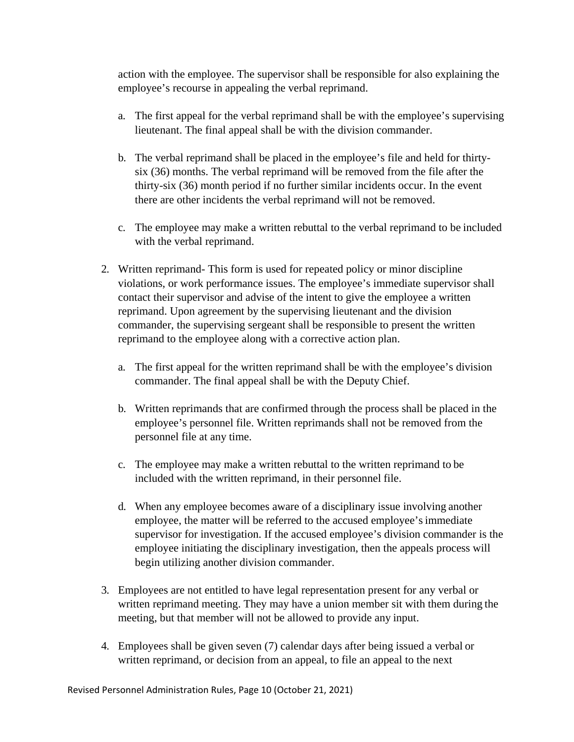action with the employee. The supervisor shall be responsible for also explaining the employee's recourse in appealing the verbal reprimand.

   a. The first appeal for the verbal reprimand shall be with the employee's supervising lieutenant. The final appeal shall be with the division commander.

   b. The verbal reprimand shall be placed in the employee's file and held for thirty-six (36) months. The verbal reprimand will be removed from the file after the thirty-six (36) month period if no further similar incidents occur. In the event there are other incidents the verbal reprimand will not be removed.

   c. The employee may make a written rebuttal to the verbal reprimand to be included with the verbal reprimand.

2. Written reprimand- This form is used for repeated policy or minor discipline violations, or work performance issues. The employee's immediate supervisor shall contact their supervisor and advise of the intent to give the employee a written reprimand. Upon agreement by the supervising lieutenant and the division commander, the supervising sergeant shall be responsible to present the written reprimand to the employee along with a corrective action plan.

   a. The first appeal for the written reprimand shall be with the employee's division commander. The final appeal shall be with the Deputy Chief.

   b. Written reprimands that are confirmed through the process shall be placed in the employee's personnel file. Written reprimands shall not be removed from the personnel file at any time.

   c. The employee may make a written rebuttal to the written reprimand to be included with the written reprimand, in their personnel file.

   d. When any employee becomes aware of a disciplinary issue involving another employee, the matter will be referred to the accused employee's immediate supervisor for investigation. If the accused employee's division commander is the employee initiating the disciplinary investigation, then the appeals process will begin utilizing another division commander.

3. Employees are not entitled to have legal representation present for any verbal or written reprimand meeting. They may have a union member sit with them during the meeting, but that member will not be allowed to provide any input.

4. Employees shall be given seven (7) calendar days after being issued a verbal or written reprimand, or decision from an appeal, to file an appeal to the next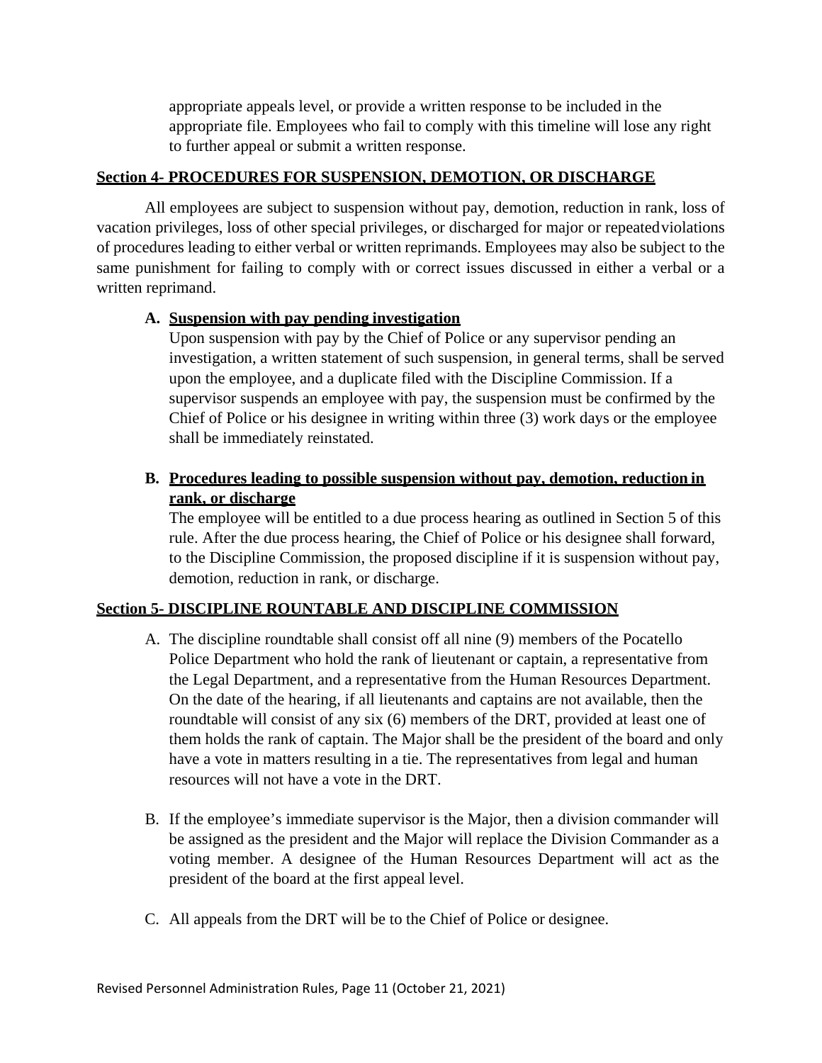appropriate appeals level, or provide a written response to be included in the appropriate file. Employees who fail to comply with this timeline will lose any right to further appeal or submit a written response.

## Section 4- PROCEDURES FOR SUSPENSION, DEMOTION, OR DISCHARGE

All employees are subject to suspension without pay, demotion, reduction in rank, loss of vacation privileges, loss of other special privileges, or discharged for major or repeated violations of procedures leading to either verbal or written reprimands. Employees may also be subject to the same punishment for failing to comply with or correct issues discussed in either a verbal or a written reprimand.

**A. Suspension with pay pending investigation**

Upon suspension with pay by the Chief of Police or any supervisor pending an investigation, a written statement of such suspension, in general terms, shall be served upon the employee, and a duplicate filed with the Discipline Commission. If a supervisor suspends an employee with pay, the suspension must be confirmed by the Chief of Police or his designee in writing within three (3) work days or the employee shall be immediately reinstated.

**B. Procedures leading to possible suspension without pay, demotion, reduction in rank, or discharge**

The employee will be entitled to a due process hearing as outlined in Section 5 of this rule. After the due process hearing, the Chief of Police or his designee shall forward, to the Discipline Commission, the proposed discipline if it is suspension without pay, demotion, reduction in rank, or discharge.

## Section 5- DISCIPLINE ROUNTABLE AND DISCIPLINE COMMISSION

A. The discipline roundtable shall consist off all nine (9) members of the Pocatello Police Department who hold the rank of lieutenant or captain, a representative from the Legal Department, and a representative from the Human Resources Department. On the date of the hearing, if all lieutenants and captains are not available, then the roundtable will consist of any six (6) members of the DRT, provided at least one of them holds the rank of captain. The Major shall be the president of the board and only have a vote in matters resulting in a tie. The representatives from legal and human resources will not have a vote in the DRT.

B. If the employee's immediate supervisor is the Major, then a division commander will be assigned as the president and the Major will replace the Division Commander as a voting member. A designee of the Human Resources Department will act as the president of the board at the first appeal level.

C. All appeals from the DRT will be to the Chief of Police or designee.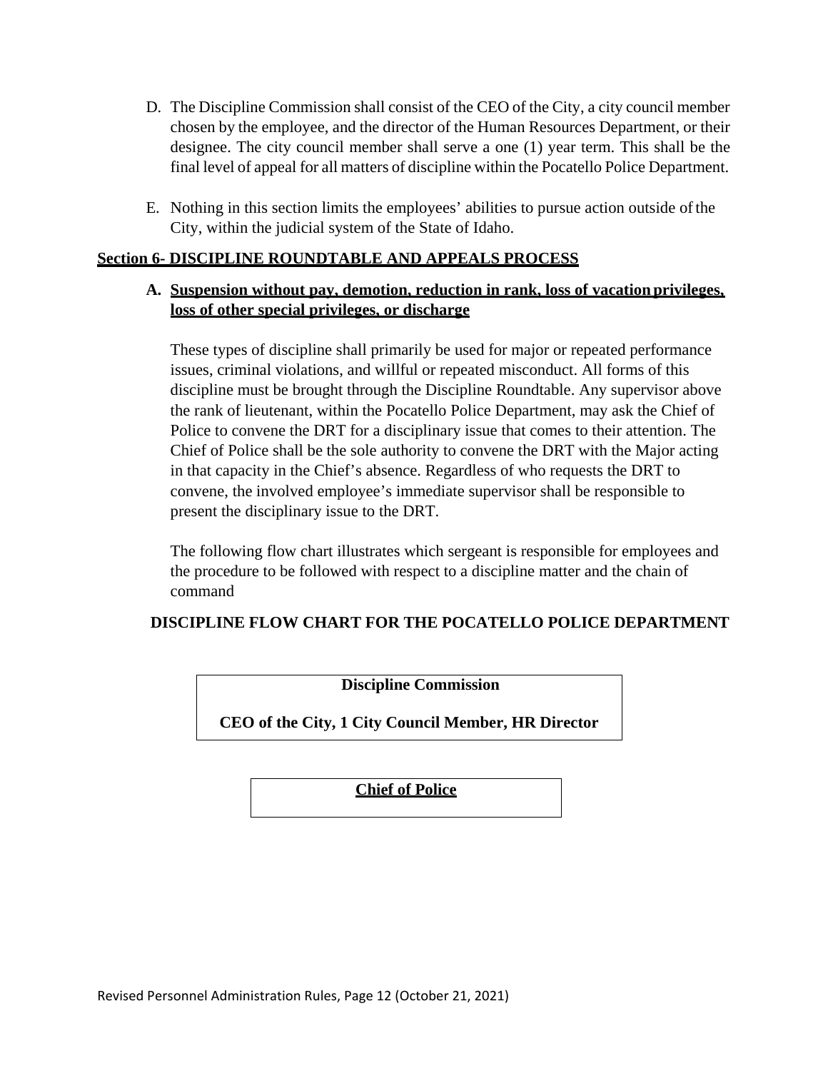D. The Discipline Commission shall consist of the CEO of the City, a city council member chosen by the employee, and the director of the Human Resources Department, or their designee. The city council member shall serve a one (1) year term. This shall be the final level of appeal for all matters of discipline within the Pocatello Police Department.

E. Nothing in this section limits the employees' abilities to pursue action outside of the City, within the judicial system of the State of Idaho.

## Section 6- DISCIPLINE ROUNDTABLE AND APPEALS PROCESS

### A. Suspension without pay, demotion, reduction in rank, loss of vacation privileges, loss of other special privileges, or discharge

These types of discipline shall primarily be used for major or repeated performance issues, criminal violations, and willful or repeated misconduct. All forms of this discipline must be brought through the Discipline Roundtable. Any supervisor above the rank of lieutenant, within the Pocatello Police Department, may ask the Chief of Police to convene the DRT for a disciplinary issue that comes to their attention. The Chief of Police shall be the sole authority to convene the DRT with the Major acting in that capacity in the Chief's absence. Regardless of who requests the DRT to convene, the involved employee's immediate supervisor shall be responsible to present the disciplinary issue to the DRT.

The following flow chart illustrates which sergeant is responsible for employees and the procedure to be followed with respect to a discipline matter and the chain of command

**DISCIPLINE FLOW CHART FOR THE POCATELLO POLICE DEPARTMENT**

**Discipline Commission**

**CEO of the City, 1 City Council Member, HR Director**

**Chief of Police**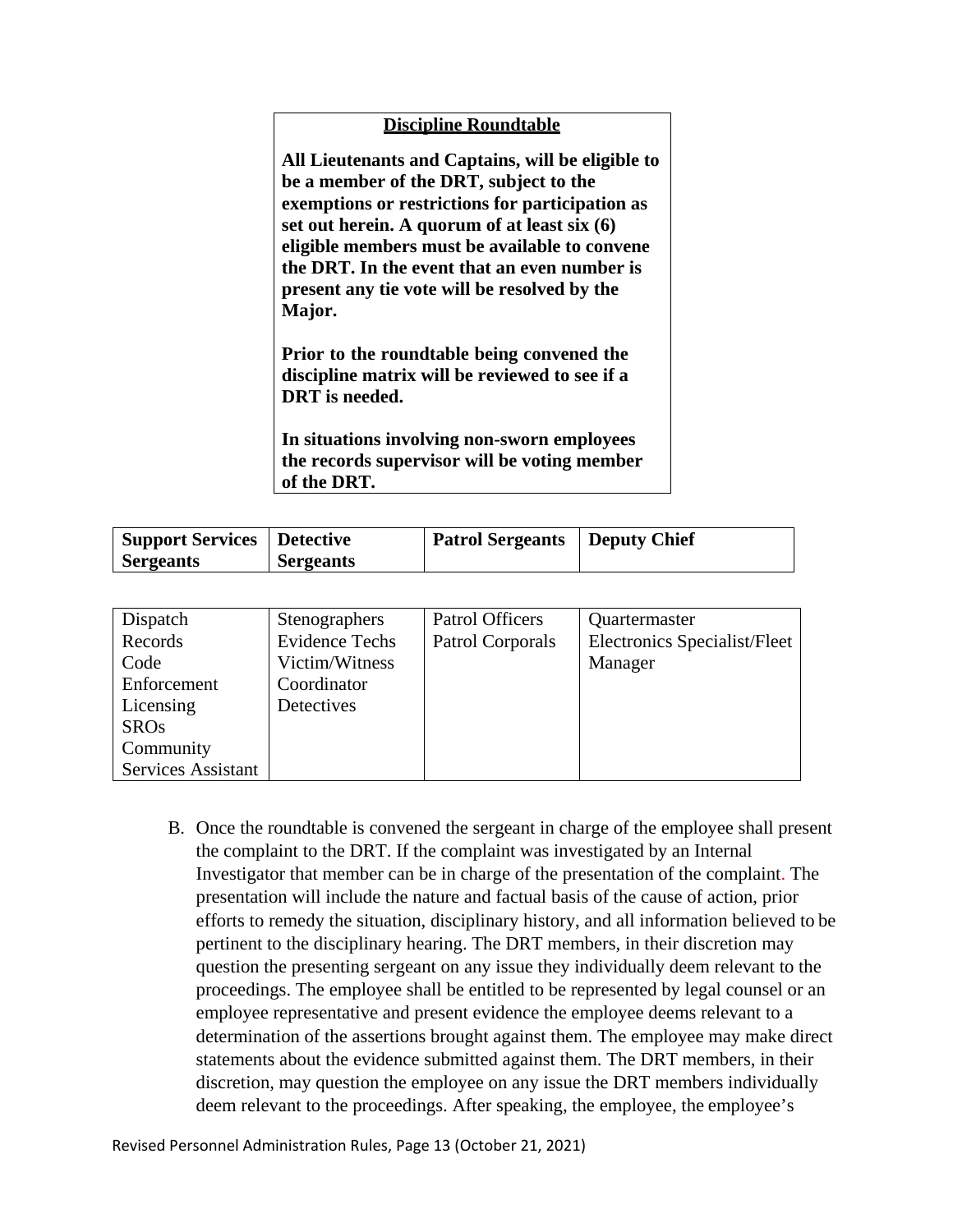**Discipline Roundtable**

**All Lieutenants and Captains, will be eligible to be a member of the DRT, subject to the exemptions or restrictions for participation as set out herein. A quorum of at least six (6) eligible members must be available to convene the DRT. In the event that an even number is present any tie vote will be resolved by the Major.**

**Prior to the roundtable being convened the discipline matrix will be reviewed to see if a DRT is needed.**

**In situations involving non-sworn employees the records supervisor will be voting member of the DRT.**

| **Support Services Sergeants** | **Detective Sergeants** | **Patrol Sergeants** | **Deputy Chief** |
|---|---|---|---|
| Dispatch<br>Records<br>Code Enforcement<br>Licensing<br>SROs<br>Community Services Assistant | Stenographers<br>Evidence Techs<br>Victim/Witness Coordinator<br>Detectives | Patrol Officers<br>Patrol Corporals | Quartermaster<br>Electronics Specialist/Fleet Manager |

B. Once the roundtable is convened the sergeant in charge of the employee shall present the complaint to the DRT. If the complaint was investigated by an Internal Investigator that member can be in charge of the presentation of the complaint. The presentation will include the nature and factual basis of the cause of action, prior efforts to remedy the situation, disciplinary history, and all information believed to be pertinent to the disciplinary hearing. The DRT members, in their discretion may question the presenting sergeant on any issue they individually deem relevant to the proceedings. The employee shall be entitled to be represented by legal counsel or an employee representative and present evidence the employee deems relevant to a determination of the assertions brought against them. The employee may make direct statements about the evidence submitted against them. The DRT members, in their discretion, may question the employee on any issue the DRT members individually deem relevant to the proceedings. After speaking, the employee, the employee's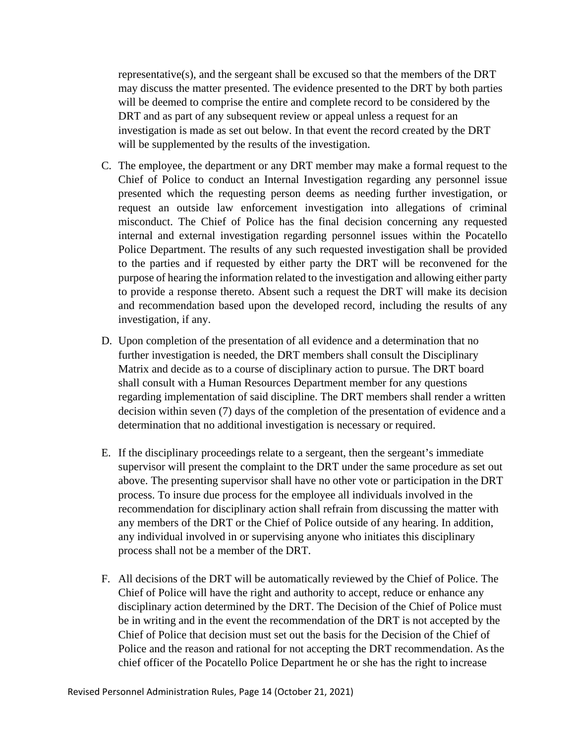representative(s), and the sergeant shall be excused so that the members of the DRT may discuss the matter presented. The evidence presented to the DRT by both parties will be deemed to comprise the entire and complete record to be considered by the DRT and as part of any subsequent review or appeal unless a request for an investigation is made as set out below. In that event the record created by the DRT will be supplemented by the results of the investigation.

C. The employee, the department or any DRT member may make a formal request to the Chief of Police to conduct an Internal Investigation regarding any personnel issue presented which the requesting person deems as needing further investigation, or request an outside law enforcement investigation into allegations of criminal misconduct. The Chief of Police has the final decision concerning any requested internal and external investigation regarding personnel issues within the Pocatello Police Department. The results of any such requested investigation shall be provided to the parties and if requested by either party the DRT will be reconvened for the purpose of hearing the information related to the investigation and allowing either party to provide a response thereto. Absent such a request the DRT will make its decision and recommendation based upon the developed record, including the results of any investigation, if any.

D. Upon completion of the presentation of all evidence and a determination that no further investigation is needed, the DRT members shall consult the Disciplinary Matrix and decide as to a course of disciplinary action to pursue. The DRT board shall consult with a Human Resources Department member for any questions regarding implementation of said discipline. The DRT members shall render a written decision within seven (7) days of the completion of the presentation of evidence and a determination that no additional investigation is necessary or required.

E. If the disciplinary proceedings relate to a sergeant, then the sergeant's immediate supervisor will present the complaint to the DRT under the same procedure as set out above. The presenting supervisor shall have no other vote or participation in the DRT process. To insure due process for the employee all individuals involved in the recommendation for disciplinary action shall refrain from discussing the matter with any members of the DRT or the Chief of Police outside of any hearing. In addition, any individual involved in or supervising anyone who initiates this disciplinary process shall not be a member of the DRT.

F. All decisions of the DRT will be automatically reviewed by the Chief of Police. The Chief of Police will have the right and authority to accept, reduce or enhance any disciplinary action determined by the DRT. The Decision of the Chief of Police must be in writing and in the event the recommendation of the DRT is not accepted by the Chief of Police that decision must set out the basis for the Decision of the Chief of Police and the reason and rational for not accepting the DRT recommendation. As the chief officer of the Pocatello Police Department he or she has the right to increase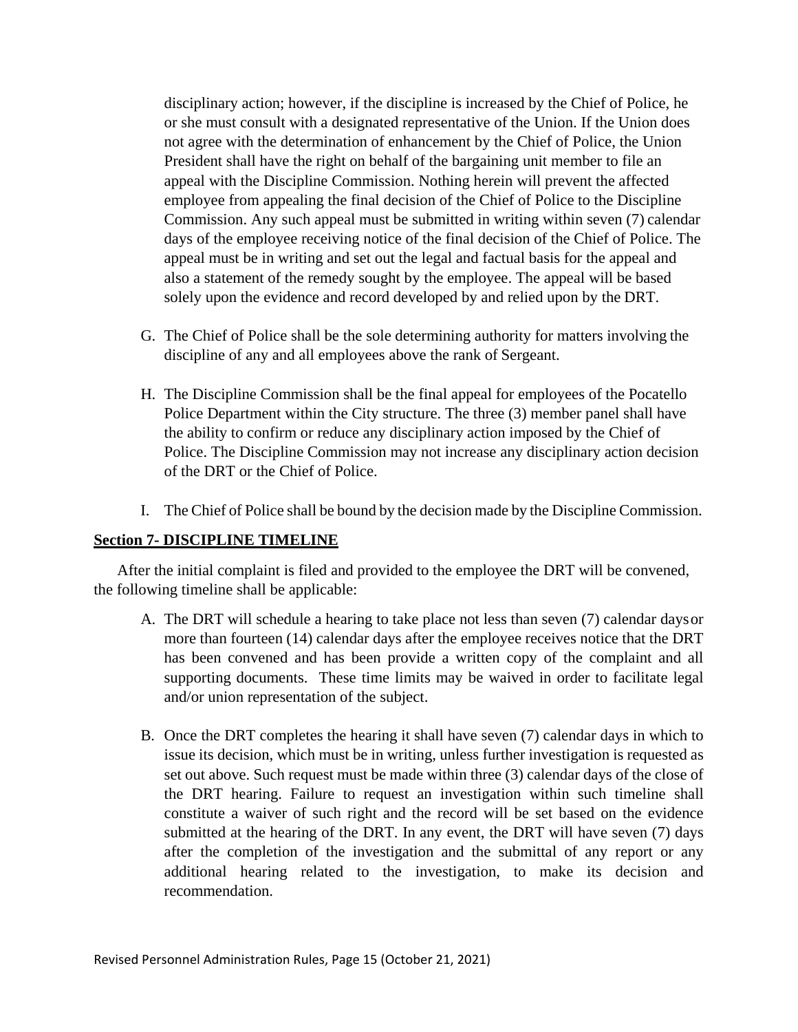disciplinary action; however, if the discipline is increased by the Chief of Police, he or she must consult with a designated representative of the Union. If the Union does not agree with the determination of enhancement by the Chief of Police, the Union President shall have the right on behalf of the bargaining unit member to file an appeal with the Discipline Commission. Nothing herein will prevent the affected employee from appealing the final decision of the Chief of Police to the Discipline Commission. Any such appeal must be submitted in writing within seven (7) calendar days of the employee receiving notice of the final decision of the Chief of Police. The appeal must be in writing and set out the legal and factual basis for the appeal and also a statement of the remedy sought by the employee. The appeal will be based solely upon the evidence and record developed by and relied upon by the DRT.

G. The Chief of Police shall be the sole determining authority for matters involving the discipline of any and all employees above the rank of Sergeant.

H. The Discipline Commission shall be the final appeal for employees of the Pocatello Police Department within the City structure. The three (3) member panel shall have the ability to confirm or reduce any disciplinary action imposed by the Chief of Police. The Discipline Commission may not increase any disciplinary action decision of the DRT or the Chief of Police.

I. The Chief of Police shall be bound by the decision made by the Discipline Commission.

**Section 7- DISCIPLINE TIMELINE**

After the initial complaint is filed and provided to the employee the DRT will be convened, the following timeline shall be applicable:

A. The DRT will schedule a hearing to take place not less than seven (7) calendar days or more than fourteen (14) calendar days after the employee receives notice that the DRT has been convened and has been provide a written copy of the complaint and all supporting documents. These time limits may be waived in order to facilitate legal and/or union representation of the subject.

B. Once the DRT completes the hearing it shall have seven (7) calendar days in which to issue its decision, which must be in writing, unless further investigation is requested as set out above. Such request must be made within three (3) calendar days of the close of the DRT hearing. Failure to request an investigation within such timeline shall constitute a waiver of such right and the record will be set based on the evidence submitted at the hearing of the DRT. In any event, the DRT will have seven (7) days after the completion of the investigation and the submittal of any report or any additional hearing related to the investigation, to make its decision and recommendation.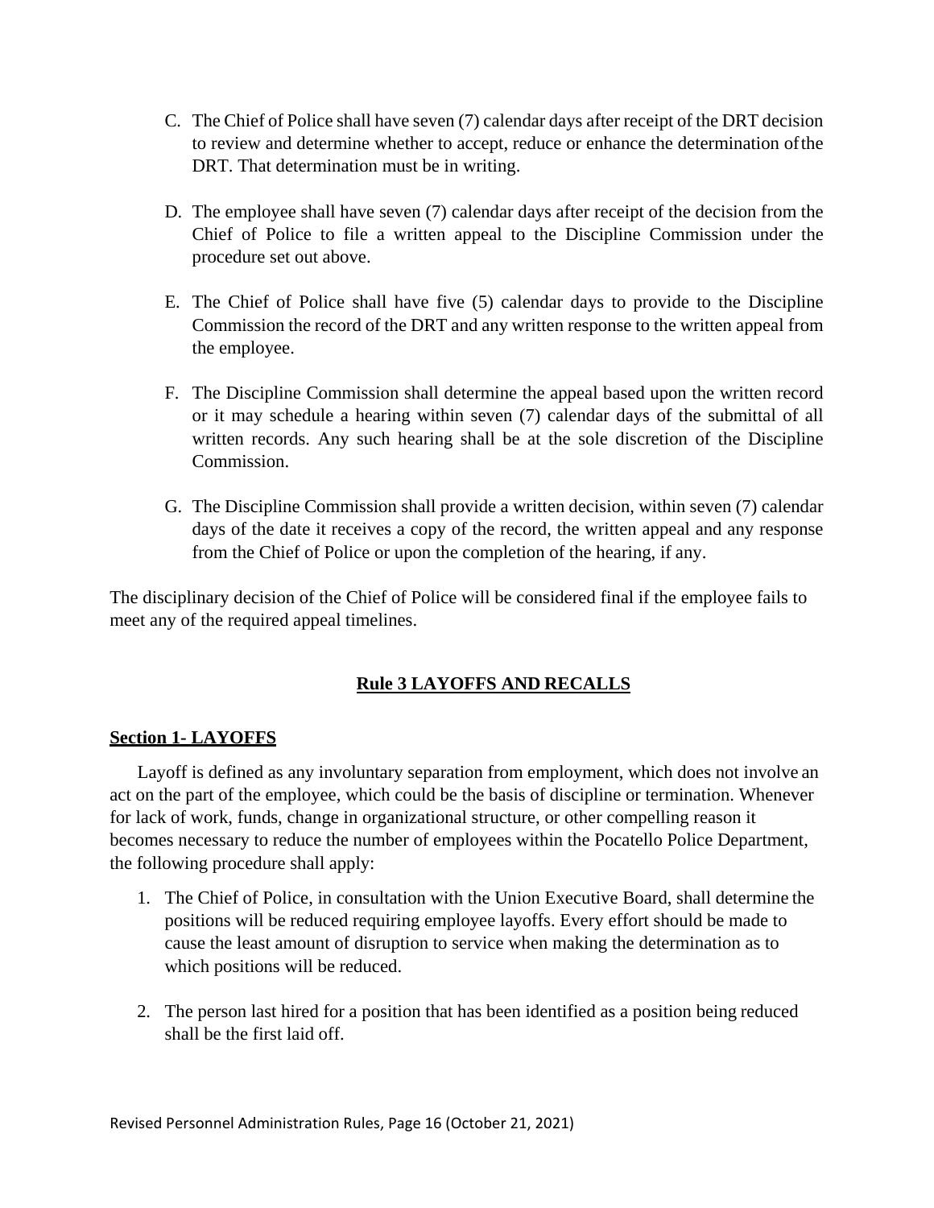C. The Chief of Police shall have seven (7) calendar days after receipt of the DRT decision to review and determine whether to accept, reduce or enhance the determination of the DRT. That determination must be in writing.

D. The employee shall have seven (7) calendar days after receipt of the decision from the Chief of Police to file a written appeal to the Discipline Commission under the procedure set out above.

E. The Chief of Police shall have five (5) calendar days to provide to the Discipline Commission the record of the DRT and any written response to the written appeal from the employee.

F. The Discipline Commission shall determine the appeal based upon the written record or it may schedule a hearing within seven (7) calendar days of the submittal of all written records. Any such hearing shall be at the sole discretion of the Discipline Commission.

G. The Discipline Commission shall provide a written decision, within seven (7) calendar days of the date it receives a copy of the record, the written appeal and any response from the Chief of Police or upon the completion of the hearing, if any.

The disciplinary decision of the Chief of Police will be considered final if the employee fails to meet any of the required appeal timelines.

## Rule 3 LAYOFFS AND RECALLS

### Section 1- LAYOFFS

Layoff is defined as any involuntary separation from employment, which does not involve an act on the part of the employee, which could be the basis of discipline or termination. Whenever for lack of work, funds, change in organizational structure, or other compelling reason it becomes necessary to reduce the number of employees within the Pocatello Police Department, the following procedure shall apply:

1. The Chief of Police, in consultation with the Union Executive Board, shall determine the positions will be reduced requiring employee layoffs. Every effort should be made to cause the least amount of disruption to service when making the determination as to which positions will be reduced.

2. The person last hired for a position that has been identified as a position being reduced shall be the first laid off.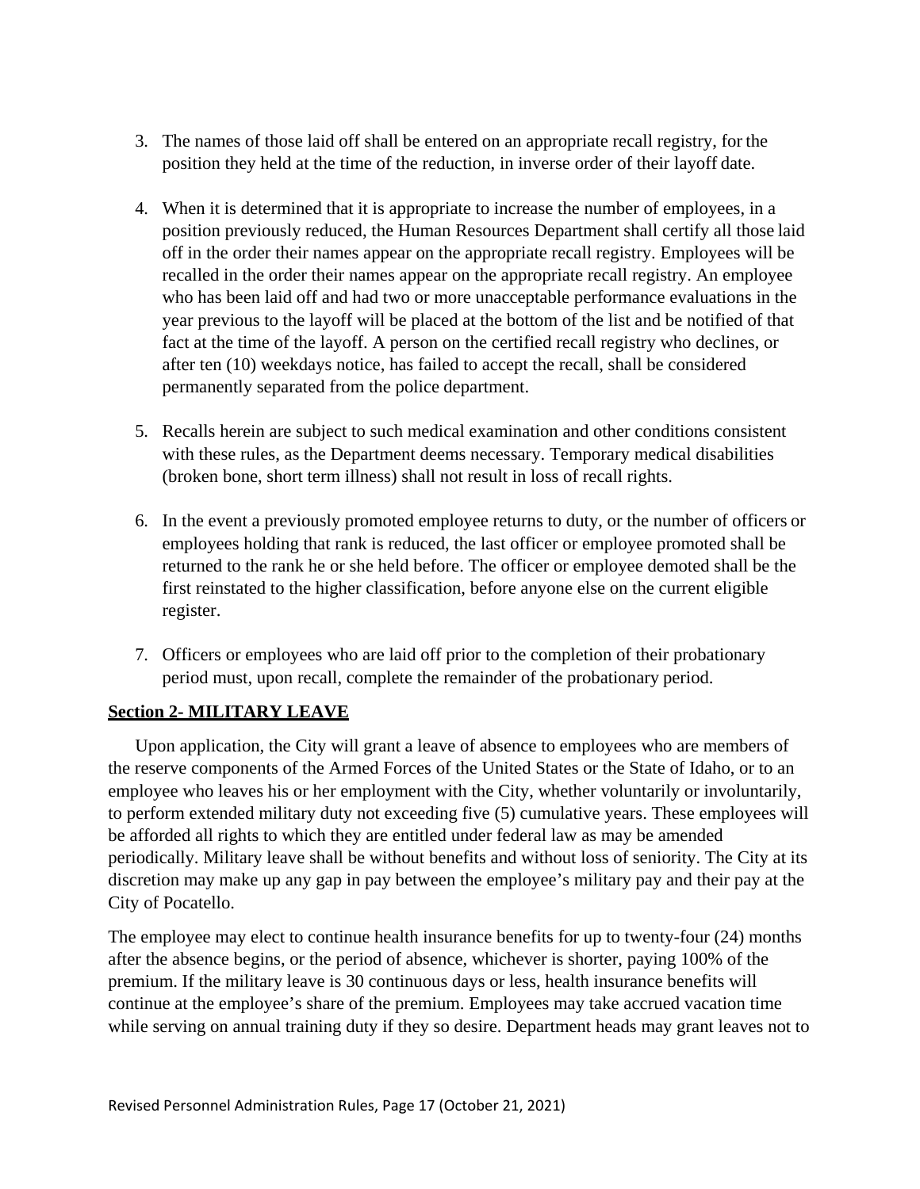3. The names of those laid off shall be entered on an appropriate recall registry, for the position they held at the time of the reduction, in inverse order of their layoff date.

4. When it is determined that it is appropriate to increase the number of employees, in a position previously reduced, the Human Resources Department shall certify all those laid off in the order their names appear on the appropriate recall registry. Employees will be recalled in the order their names appear on the appropriate recall registry. An employee who has been laid off and had two or more unacceptable performance evaluations in the year previous to the layoff will be placed at the bottom of the list and be notified of that fact at the time of the layoff. A person on the certified recall registry who declines, or after ten (10) weekdays notice, has failed to accept the recall, shall be considered permanently separated from the police department.

5. Recalls herein are subject to such medical examination and other conditions consistent with these rules, as the Department deems necessary. Temporary medical disabilities (broken bone, short term illness) shall not result in loss of recall rights.

6. In the event a previously promoted employee returns to duty, or the number of officers or employees holding that rank is reduced, the last officer or employee promoted shall be returned to the rank he or she held before. The officer or employee demoted shall be the first reinstated to the higher classification, before anyone else on the current eligible register.

7. Officers or employees who are laid off prior to the completion of their probationary period must, upon recall, complete the remainder of the probationary period.

## Section 2- MILITARY LEAVE

Upon application, the City will grant a leave of absence to employees who are members of the reserve components of the Armed Forces of the United States or the State of Idaho, or to an employee who leaves his or her employment with the City, whether voluntarily or involuntarily, to perform extended military duty not exceeding five (5) cumulative years. These employees will be afforded all rights to which they are entitled under federal law as may be amended periodically. Military leave shall be without benefits and without loss of seniority. The City at its discretion may make up any gap in pay between the employee's military pay and their pay at the City of Pocatello.

The employee may elect to continue health insurance benefits for up to twenty-four (24) months after the absence begins, or the period of absence, whichever is shorter, paying 100% of the premium. If the military leave is 30 continuous days or less, health insurance benefits will continue at the employee's share of the premium. Employees may take accrued vacation time while serving on annual training duty if they so desire. Department heads may grant leaves not to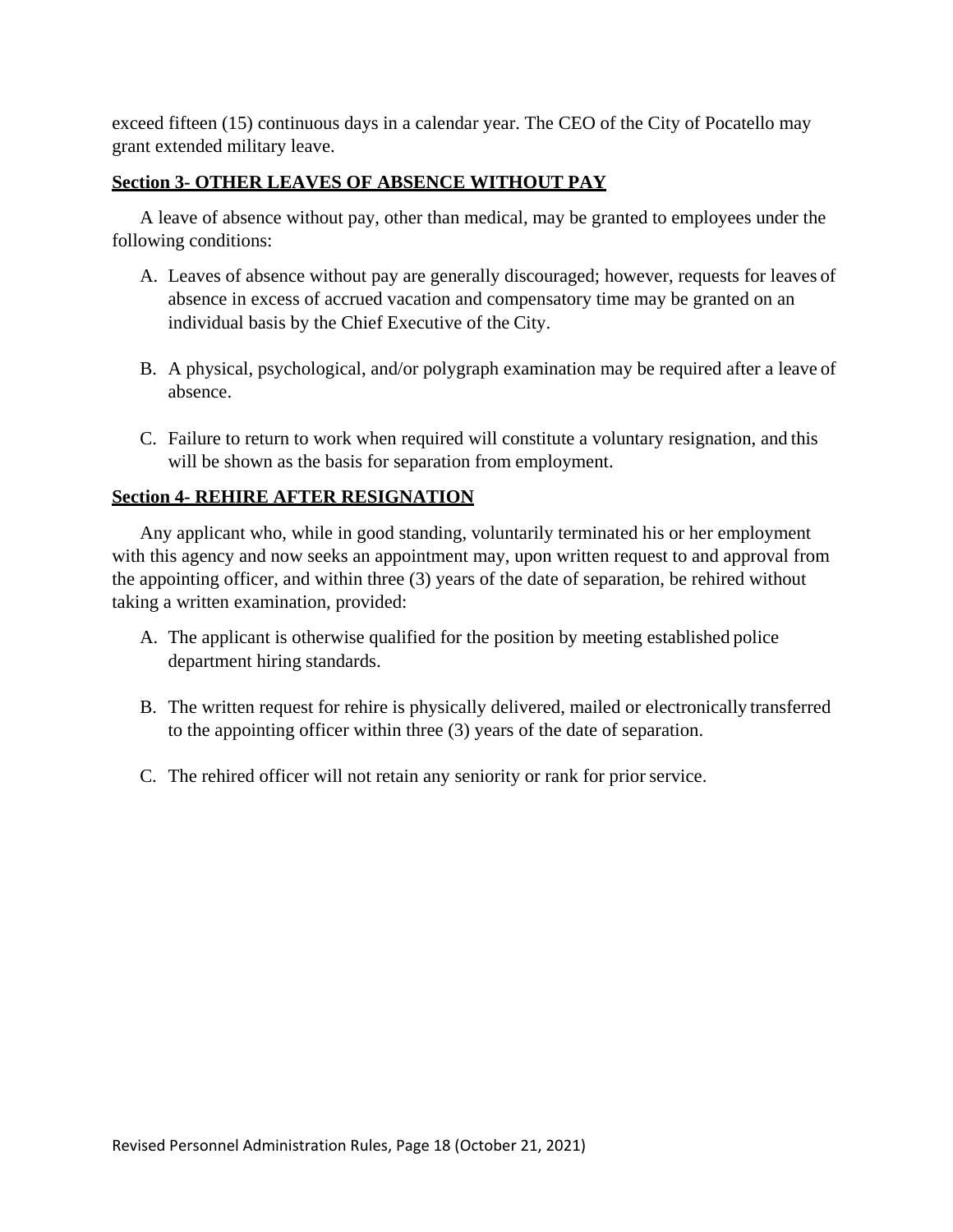exceed fifteen (15) continuous days in a calendar year. The CEO of the City of Pocatello may grant extended military leave.

## Section 3- OTHER LEAVES OF ABSENCE WITHOUT PAY

A leave of absence without pay, other than medical, may be granted to employees under the following conditions:

A. Leaves of absence without pay are generally discouraged; however, requests for leaves of absence in excess of accrued vacation and compensatory time may be granted on an individual basis by the Chief Executive of the City.

B. A physical, psychological, and/or polygraph examination may be required after a leave of absence.

C. Failure to return to work when required will constitute a voluntary resignation, and this will be shown as the basis for separation from employment.

## Section 4- REHIRE AFTER RESIGNATION

Any applicant who, while in good standing, voluntarily terminated his or her employment with this agency and now seeks an appointment may, upon written request to and approval from the appointing officer, and within three (3) years of the date of separation, be rehired without taking a written examination, provided:

A. The applicant is otherwise qualified for the position by meeting established police department hiring standards.

B. The written request for rehire is physically delivered, mailed or electronically transferred to the appointing officer within three (3) years of the date of separation.

C. The rehired officer will not retain any seniority or rank for prior service.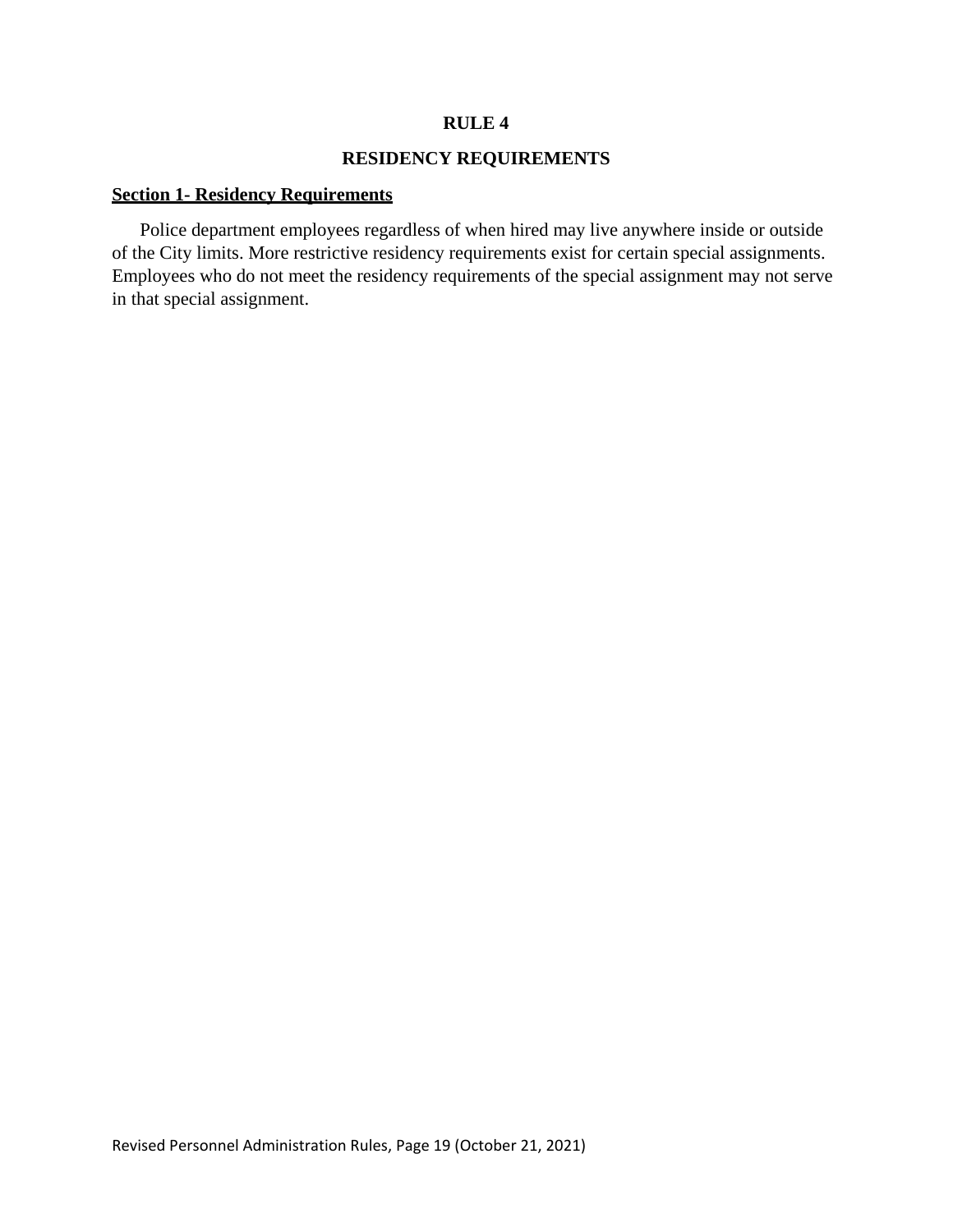# RULE 4

## RESIDENCY REQUIREMENTS

### Section 1- Residency Requirements

Police department employees regardless of when hired may live anywhere inside or outside of the City limits. More restrictive residency requirements exist for certain special assignments. Employees who do not meet the residency requirements of the special assignment may not serve in that special assignment.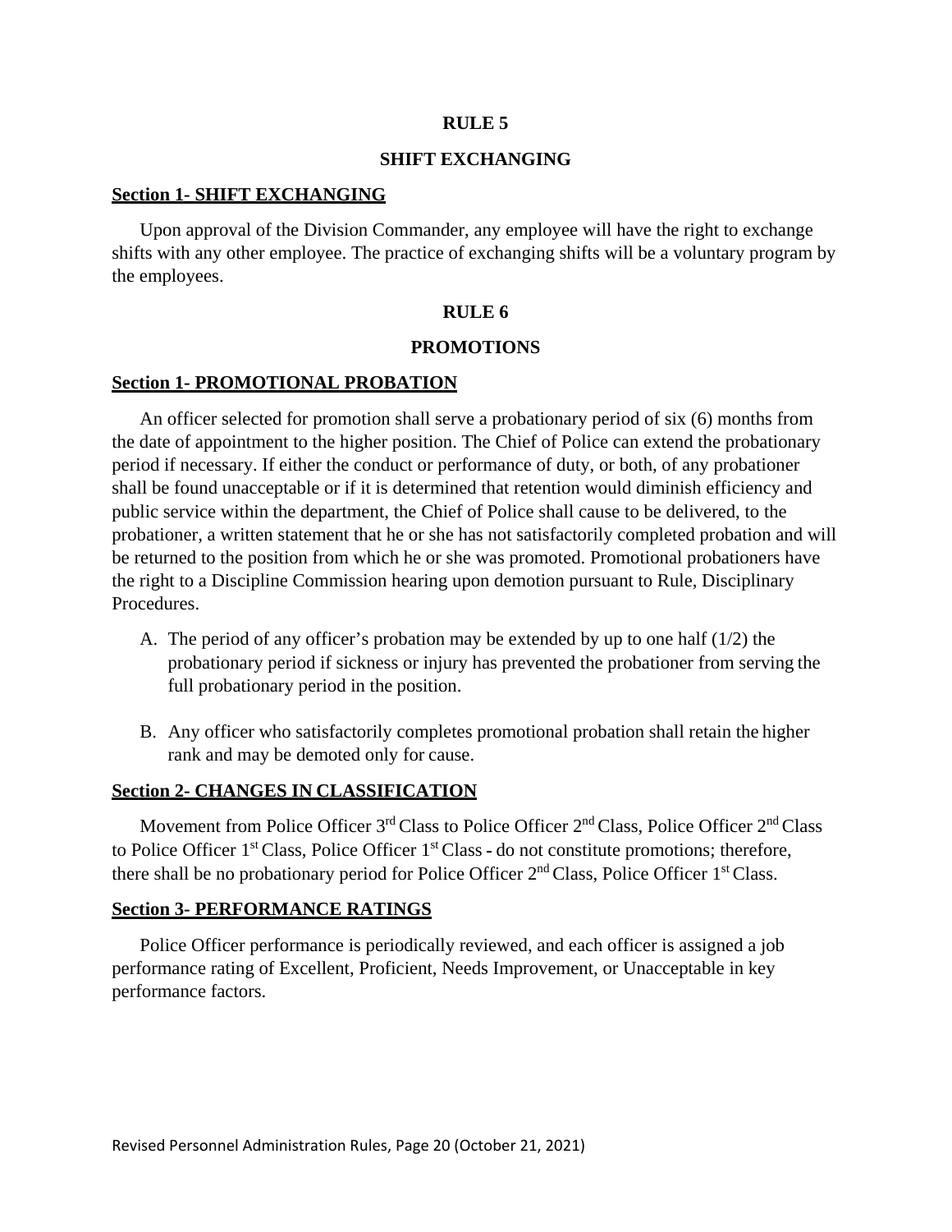## RULE 5

## SHIFT EXCHANGING

**Section 1- SHIFT EXCHANGING**

Upon approval of the Division Commander, any employee will have the right to exchange shifts with any other employee. The practice of exchanging shifts will be a voluntary program by the employees.

## RULE 6

## PROMOTIONS

**Section 1- PROMOTIONAL PROBATION**

An officer selected for promotion shall serve a probationary period of six (6) months from the date of appointment to the higher position. The Chief of Police can extend the probationary period if necessary. If either the conduct or performance of duty, or both, of any probationer shall be found unacceptable or if it is determined that retention would diminish efficiency and public service within the department, the Chief of Police shall cause to be delivered, to the probationer, a written statement that he or she has not satisfactorily completed probation and will be returned to the position from which he or she was promoted. Promotional probationers have the right to a Discipline Commission hearing upon demotion pursuant to Rule, Disciplinary Procedures.

A. The period of any officer's probation may be extended by up to one half (1/2) the probationary period if sickness or injury has prevented the probationer from serving the full probationary period in the position.

B. Any officer who satisfactorily completes promotional probation shall retain the higher rank and may be demoted only for cause.

**Section 2- CHANGES IN CLASSIFICATION**

Movement from Police Officer 3rd Class to Police Officer 2nd Class, Police Officer 2nd Class to Police Officer 1st Class, Police Officer 1st Class - do not constitute promotions; therefore, there shall be no probationary period for Police Officer 2nd Class, Police Officer 1st Class.

**Section 3- PERFORMANCE RATINGS**

Police Officer performance is periodically reviewed, and each officer is assigned a job performance rating of Excellent, Proficient, Needs Improvement, or Unacceptable in key performance factors.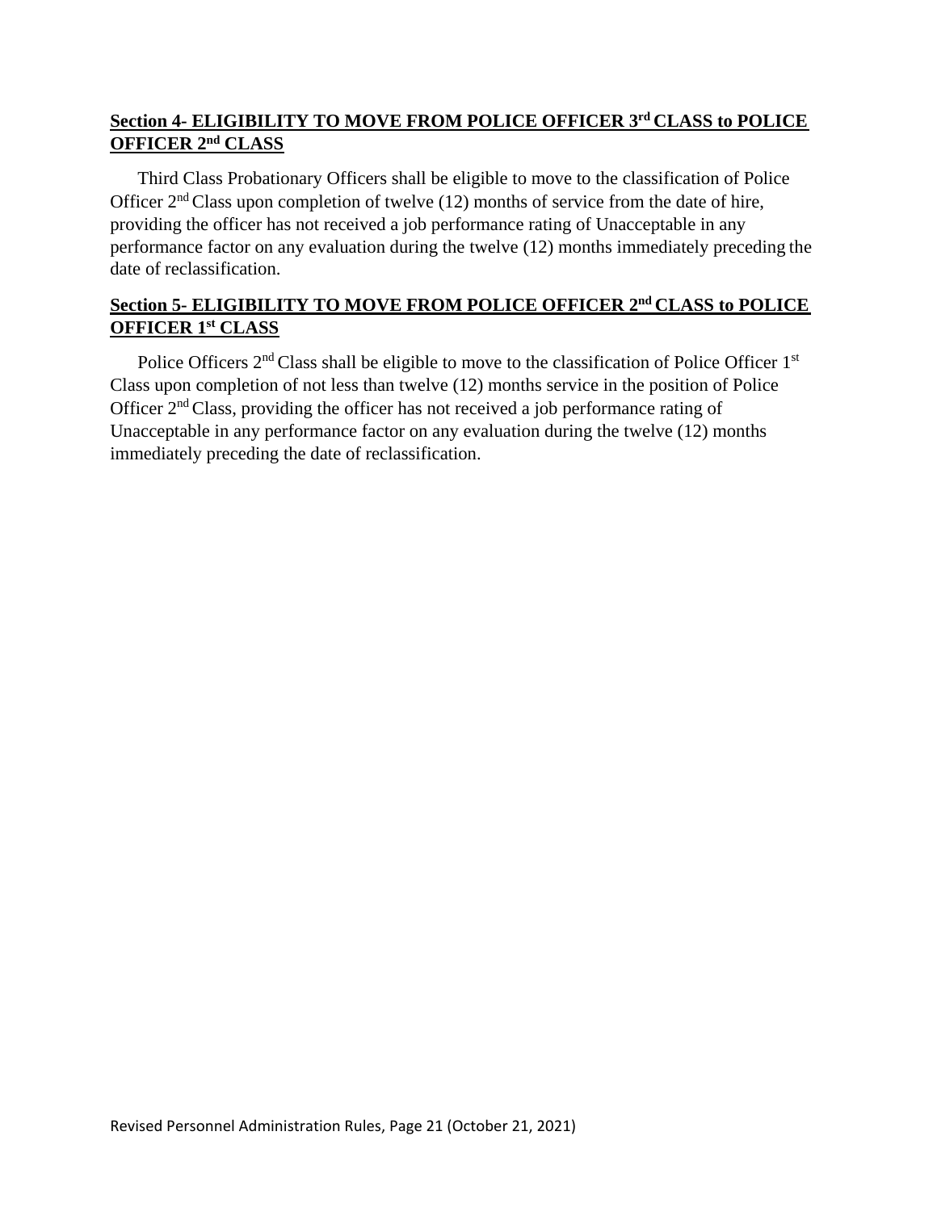## Section 4- ELIGIBILITY TO MOVE FROM POLICE OFFICER 3rd CLASS to POLICE OFFICER 2nd CLASS

Third Class Probationary Officers shall be eligible to move to the classification of Police Officer 2nd Class upon completion of twelve (12) months of service from the date of hire, providing the officer has not received a job performance rating of Unacceptable in any performance factor on any evaluation during the twelve (12) months immediately preceding the date of reclassification.

## Section 5- ELIGIBILITY TO MOVE FROM POLICE OFFICER 2nd CLASS to POLICE OFFICER 1st CLASS

Police Officers 2nd Class shall be eligible to move to the classification of Police Officer 1st Class upon completion of not less than twelve (12) months service in the position of Police Officer 2nd Class, providing the officer has not received a job performance rating of Unacceptable in any performance factor on any evaluation during the twelve (12) months immediately preceding the date of reclassification.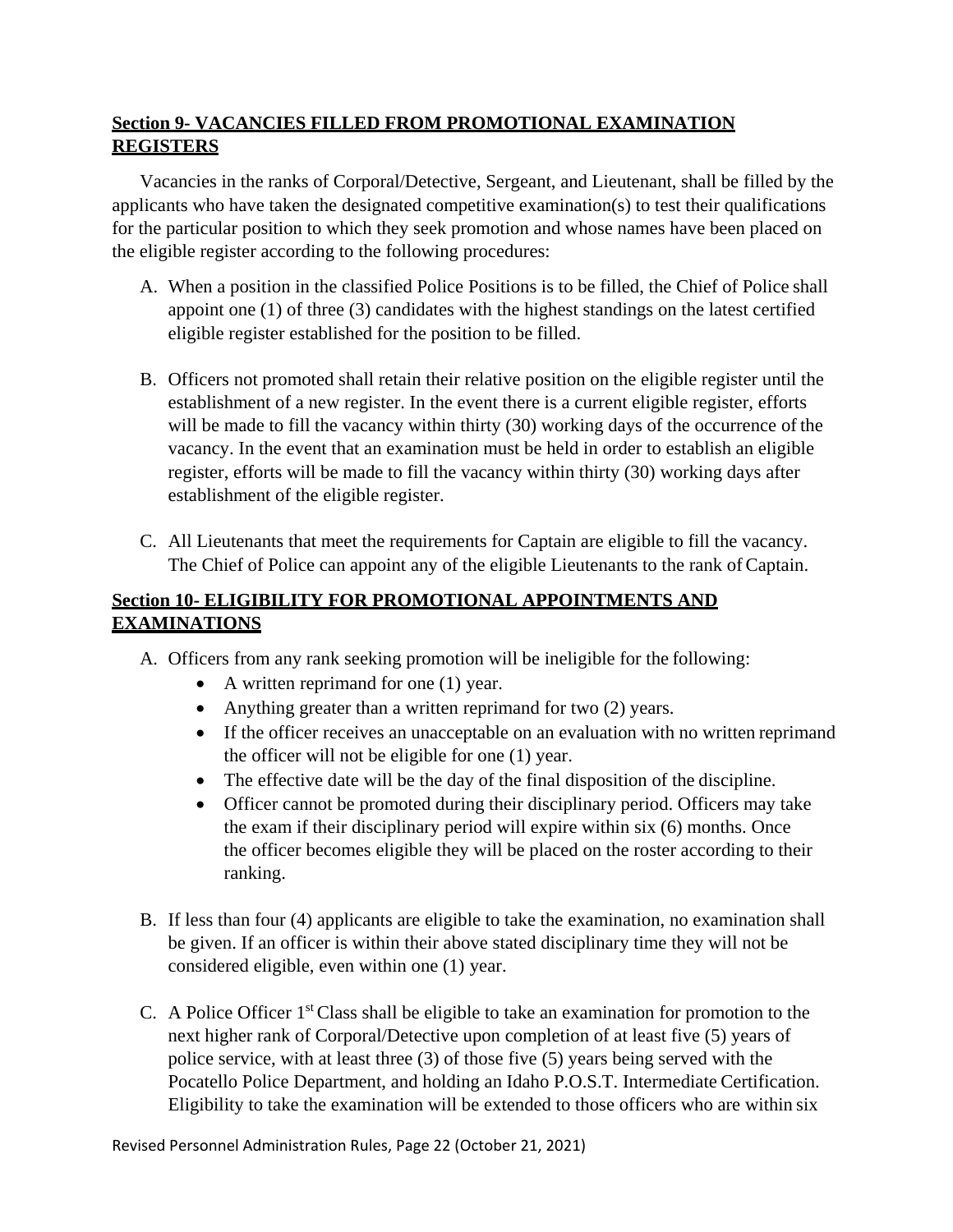## Section 9- VACANCIES FILLED FROM PROMOTIONAL EXAMINATION REGISTERS

Vacancies in the ranks of Corporal/Detective, Sergeant, and Lieutenant, shall be filled by the applicants who have taken the designated competitive examination(s) to test their qualifications for the particular position to which they seek promotion and whose names have been placed on the eligible register according to the following procedures:

A. When a position in the classified Police Positions is to be filled, the Chief of Police shall appoint one (1) of three (3) candidates with the highest standings on the latest certified eligible register established for the position to be filled.

B. Officers not promoted shall retain their relative position on the eligible register until the establishment of a new register. In the event there is a current eligible register, efforts will be made to fill the vacancy within thirty (30) working days of the occurrence of the vacancy. In the event that an examination must be held in order to establish an eligible register, efforts will be made to fill the vacancy within thirty (30) working days after establishment of the eligible register.

C. All Lieutenants that meet the requirements for Captain are eligible to fill the vacancy. The Chief of Police can appoint any of the eligible Lieutenants to the rank of Captain.

## Section 10- ELIGIBILITY FOR PROMOTIONAL APPOINTMENTS AND EXAMINATIONS

A. Officers from any rank seeking promotion will be ineligible for the following:
   - A written reprimand for one (1) year.
   - Anything greater than a written reprimand for two (2) years.
   - If the officer receives an unacceptable on an evaluation with no written reprimand the officer will not be eligible for one (1) year.
   - The effective date will be the day of the final disposition of the discipline.
   - Officer cannot be promoted during their disciplinary period. Officers may take the exam if their disciplinary period will expire within six (6) months. Once the officer becomes eligible they will be placed on the roster according to their ranking.

B. If less than four (4) applicants are eligible to take the examination, no examination shall be given. If an officer is within their above stated disciplinary time they will not be considered eligible, even within one (1) year.

C. A Police Officer 1st Class shall be eligible to take an examination for promotion to the next higher rank of Corporal/Detective upon completion of at least five (5) years of police service, with at least three (3) of those five (5) years being served with the Pocatello Police Department, and holding an Idaho P.O.S.T. Intermediate Certification. Eligibility to take the examination will be extended to those officers who are within six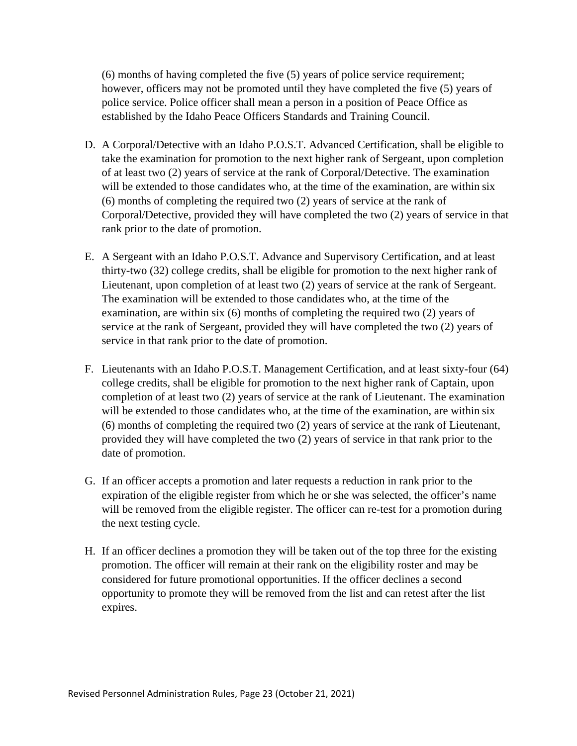(6) months of having completed the five (5) years of police service requirement; however, officers may not be promoted until they have completed the five (5) years of police service. Police officer shall mean a person in a position of Peace Office as established by the Idaho Peace Officers Standards and Training Council.

D. A Corporal/Detective with an Idaho P.O.S.T. Advanced Certification, shall be eligible to take the examination for promotion to the next higher rank of Sergeant, upon completion of at least two (2) years of service at the rank of Corporal/Detective. The examination will be extended to those candidates who, at the time of the examination, are within six (6) months of completing the required two (2) years of service at the rank of Corporal/Detective, provided they will have completed the two (2) years of service in that rank prior to the date of promotion.

E. A Sergeant with an Idaho P.O.S.T. Advance and Supervisory Certification, and at least thirty-two (32) college credits, shall be eligible for promotion to the next higher rank of Lieutenant, upon completion of at least two (2) years of service at the rank of Sergeant. The examination will be extended to those candidates who, at the time of the examination, are within six (6) months of completing the required two (2) years of service at the rank of Sergeant, provided they will have completed the two (2) years of service in that rank prior to the date of promotion.

F. Lieutenants with an Idaho P.O.S.T. Management Certification, and at least sixty-four (64) college credits, shall be eligible for promotion to the next higher rank of Captain, upon completion of at least two (2) years of service at the rank of Lieutenant. The examination will be extended to those candidates who, at the time of the examination, are within six (6) months of completing the required two (2) years of service at the rank of Lieutenant, provided they will have completed the two (2) years of service in that rank prior to the date of promotion.

G. If an officer accepts a promotion and later requests a reduction in rank prior to the expiration of the eligible register from which he or she was selected, the officer's name will be removed from the eligible register. The officer can re-test for a promotion during the next testing cycle.

H. If an officer declines a promotion they will be taken out of the top three for the existing promotion. The officer will remain at their rank on the eligibility roster and may be considered for future promotional opportunities. If the officer declines a second opportunity to promote they will be removed from the list and can retest after the list expires.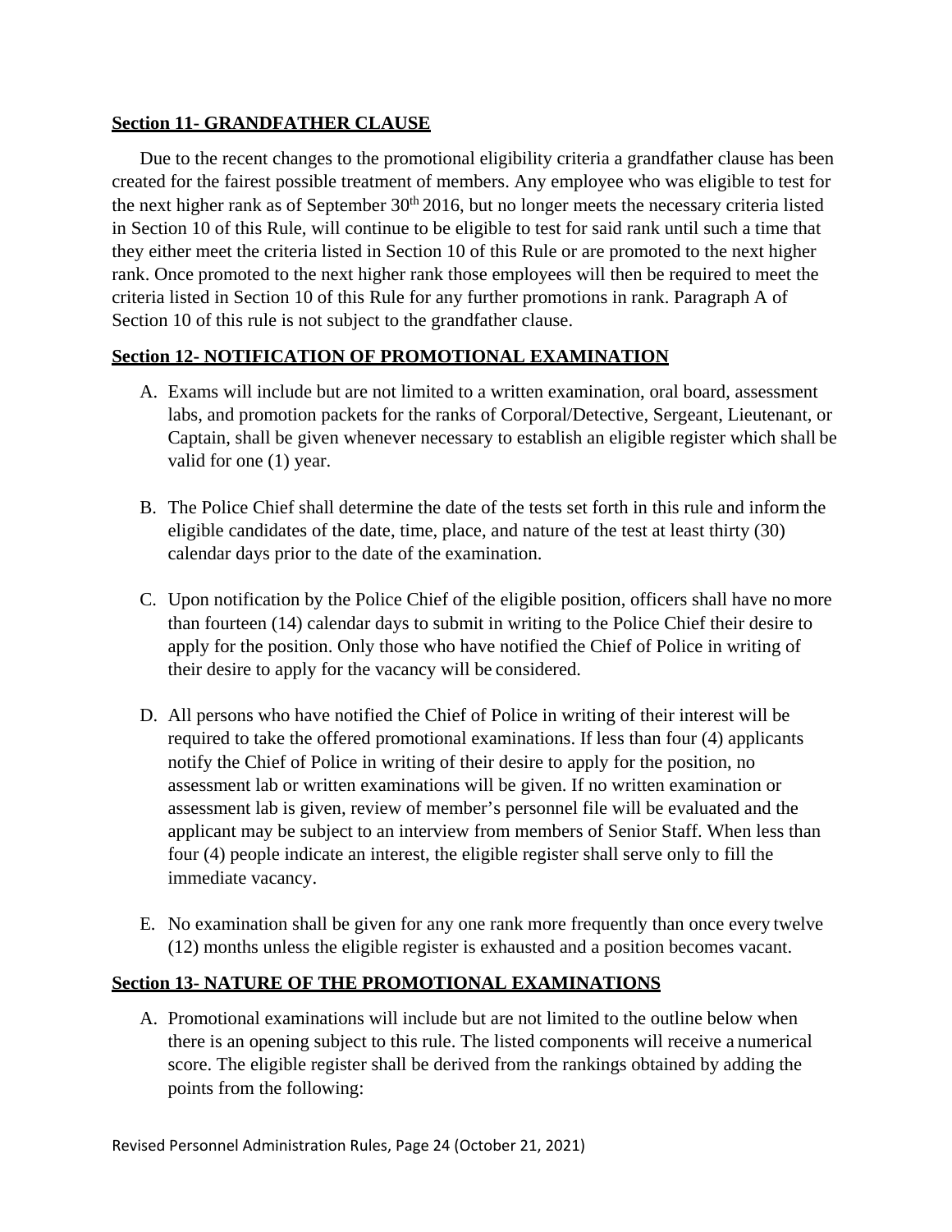**Section 11- GRANDFATHER CLAUSE**

Due to the recent changes to the promotional eligibility criteria a grandfather clause has been created for the fairest possible treatment of members. Any employee who was eligible to test for the next higher rank as of September 30th 2016, but no longer meets the necessary criteria listed in Section 10 of this Rule, will continue to be eligible to test for said rank until such a time that they either meet the criteria listed in Section 10 of this Rule or are promoted to the next higher rank. Once promoted to the next higher rank those employees will then be required to meet the criteria listed in Section 10 of this Rule for any further promotions in rank. Paragraph A of Section 10 of this rule is not subject to the grandfather clause.

**Section 12- NOTIFICATION OF PROMOTIONAL EXAMINATION**

A. Exams will include but are not limited to a written examination, oral board, assessment labs, and promotion packets for the ranks of Corporal/Detective, Sergeant, Lieutenant, or Captain, shall be given whenever necessary to establish an eligible register which shall be valid for one (1) year.

B. The Police Chief shall determine the date of the tests set forth in this rule and inform the eligible candidates of the date, time, place, and nature of the test at least thirty (30) calendar days prior to the date of the examination.

C. Upon notification by the Police Chief of the eligible position, officers shall have no more than fourteen (14) calendar days to submit in writing to the Police Chief their desire to apply for the position. Only those who have notified the Chief of Police in writing of their desire to apply for the vacancy will be considered.

D. All persons who have notified the Chief of Police in writing of their interest will be required to take the offered promotional examinations. If less than four (4) applicants notify the Chief of Police in writing of their desire to apply for the position, no assessment lab or written examinations will be given. If no written examination or assessment lab is given, review of member's personnel file will be evaluated and the applicant may be subject to an interview from members of Senior Staff. When less than four (4) people indicate an interest, the eligible register shall serve only to fill the immediate vacancy.

E. No examination shall be given for any one rank more frequently than once every twelve (12) months unless the eligible register is exhausted and a position becomes vacant.

**Section 13- NATURE OF THE PROMOTIONAL EXAMINATIONS**

A. Promotional examinations will include but are not limited to the outline below when there is an opening subject to this rule. The listed components will receive a numerical score. The eligible register shall be derived from the rankings obtained by adding the points from the following: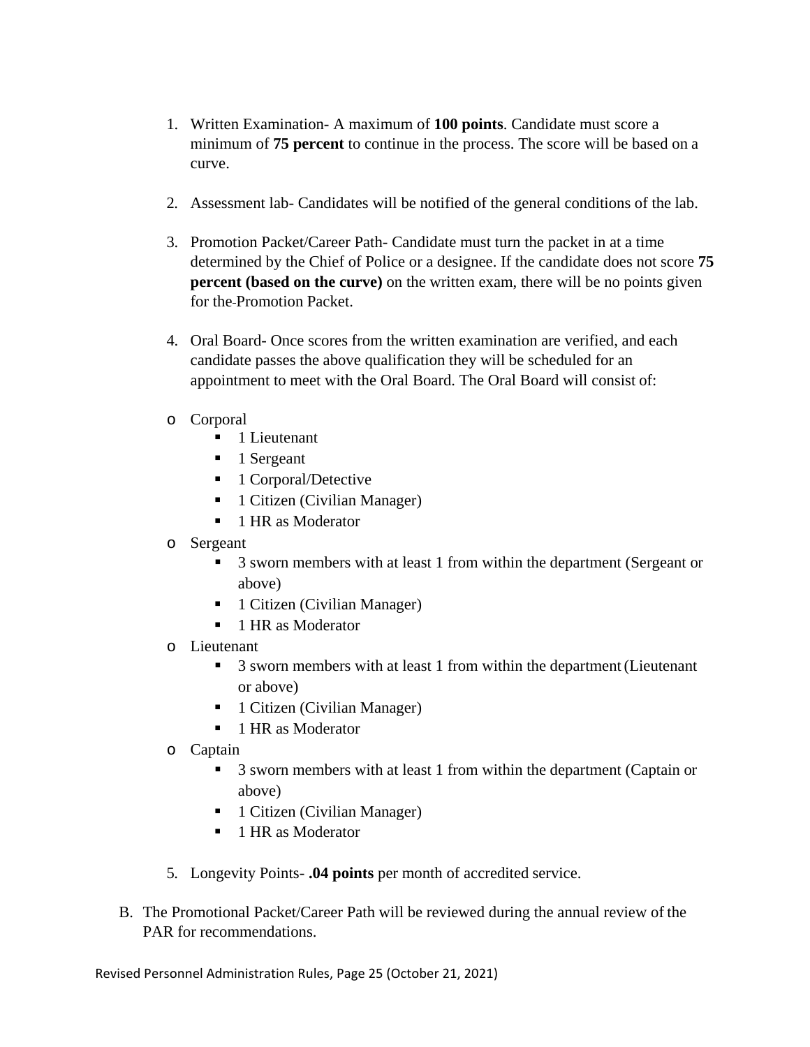1. Written Examination- A maximum of **100 points**. Candidate must score a minimum of **75 percent** to continue in the process. The score will be based on a curve.

2. Assessment lab- Candidates will be notified of the general conditions of the lab.

3. Promotion Packet/Career Path- Candidate must turn the packet in at a time determined by the Chief of Police or a designee. If the candidate does not score **75 percent (based on the curve)** on the written exam, there will be no points given for the Promotion Packet.

4. Oral Board- Once scores from the written examination are verified, and each candidate passes the above qualification they will be scheduled for an appointment to meet with the Oral Board. The Oral Board will consist of:

- Corporal
  - 1 Lieutenant
  - 1 Sergeant
  - 1 Corporal/Detective
  - 1 Citizen (Civilian Manager)
  - 1 HR as Moderator
- Sergeant
  - 3 sworn members with at least 1 from within the department (Sergeant or above)
  - 1 Citizen (Civilian Manager)
  - 1 HR as Moderator
- Lieutenant
  - 3 sworn members with at least 1 from within the department (Lieutenant or above)
  - 1 Citizen (Civilian Manager)
  - 1 HR as Moderator
- Captain
  - 3 sworn members with at least 1 from within the department (Captain or above)
  - 1 Citizen (Civilian Manager)
  - 1 HR as Moderator

5. Longevity Points- **.04 points** per month of accredited service.

B. The Promotional Packet/Career Path will be reviewed during the annual review of the PAR for recommendations.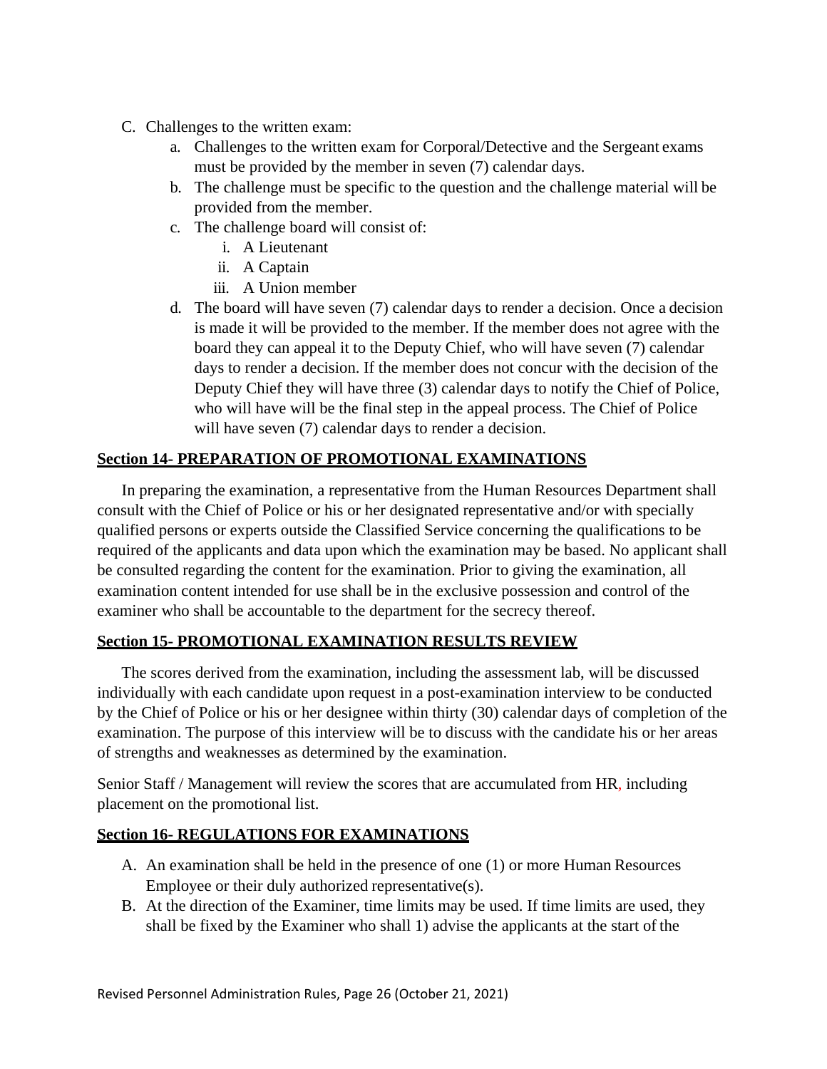C. Challenges to the written exam:
   a. Challenges to the written exam for Corporal/Detective and the Sergeant exams must be provided by the member in seven (7) calendar days.
   b. The challenge must be specific to the question and the challenge material will be provided from the member.
   c. The challenge board will consist of:
      i. A Lieutenant
      ii. A Captain
      iii. A Union member
   d. The board will have seven (7) calendar days to render a decision. Once a decision is made it will be provided to the member. If the member does not agree with the board they can appeal it to the Deputy Chief, who will have seven (7) calendar days to render a decision. If the member does not concur with the decision of the Deputy Chief they will have three (3) calendar days to notify the Chief of Police, who will have will be the final step in the appeal process. The Chief of Police will have seven (7) calendar days to render a decision.

## Section 14- PREPARATION OF PROMOTIONAL EXAMINATIONS

In preparing the examination, a representative from the Human Resources Department shall consult with the Chief of Police or his or her designated representative and/or with specially qualified persons or experts outside the Classified Service concerning the qualifications to be required of the applicants and data upon which the examination may be based. No applicant shall be consulted regarding the content for the examination. Prior to giving the examination, all examination content intended for use shall be in the exclusive possession and control of the examiner who shall be accountable to the department for the secrecy thereof.

## Section 15- PROMOTIONAL EXAMINATION RESULTS REVIEW

The scores derived from the examination, including the assessment lab, will be discussed individually with each candidate upon request in a post-examination interview to be conducted by the Chief of Police or his or her designee within thirty (30) calendar days of completion of the examination. The purpose of this interview will be to discuss with the candidate his or her areas of strengths and weaknesses as determined by the examination.

Senior Staff / Management will review the scores that are accumulated from HR, including placement on the promotional list.

## Section 16- REGULATIONS FOR EXAMINATIONS

A. An examination shall be held in the presence of one (1) or more Human Resources Employee or their duly authorized representative(s).
B. At the direction of the Examiner, time limits may be used. If time limits are used, they shall be fixed by the Examiner who shall 1) advise the applicants at the start of the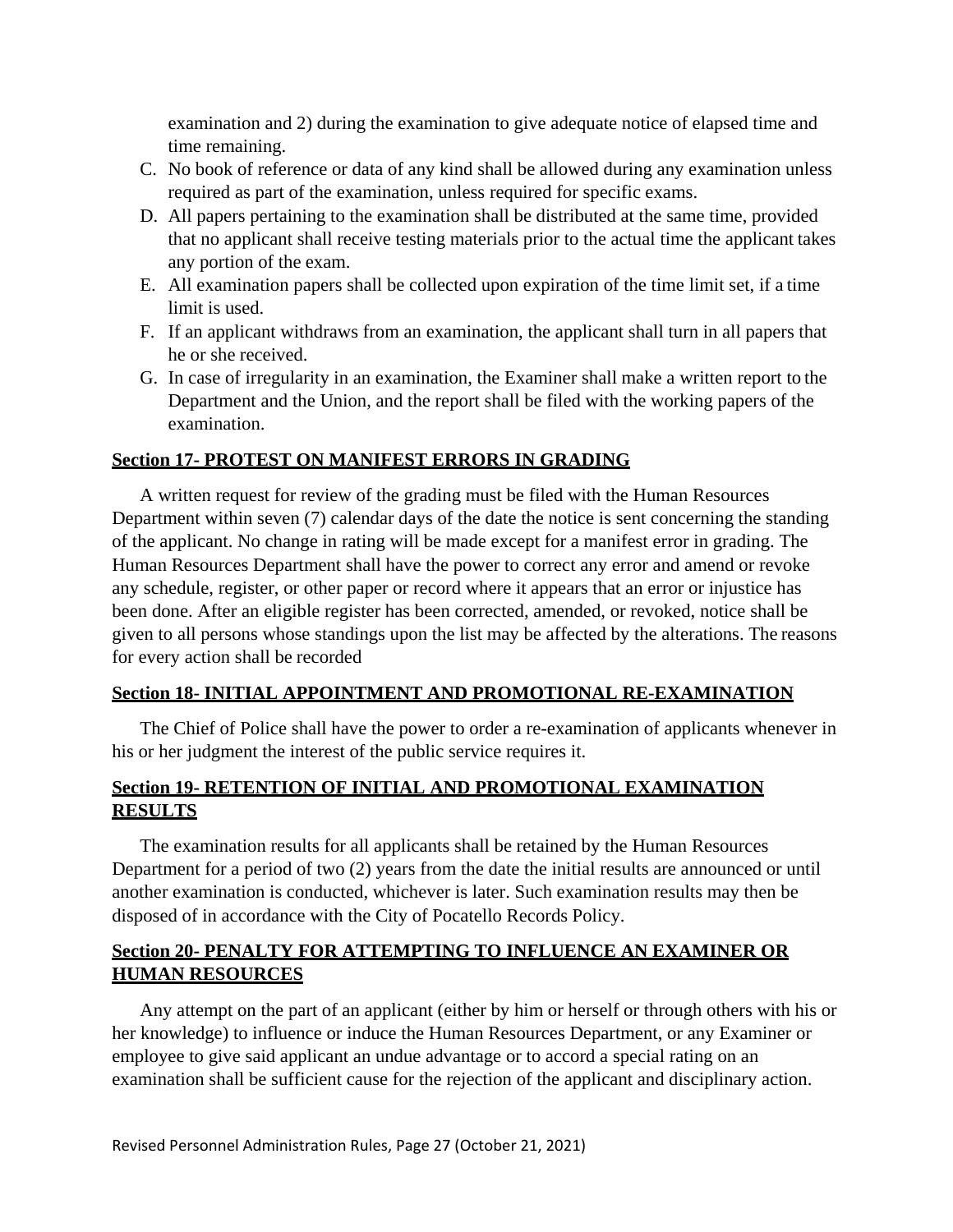examination and 2) during the examination to give adequate notice of elapsed time and time remaining.

C. No book of reference or data of any kind shall be allowed during any examination unless required as part of the examination, unless required for specific exams.
D. All papers pertaining to the examination shall be distributed at the same time, provided that no applicant shall receive testing materials prior to the actual time the applicant takes any portion of the exam.
E. All examination papers shall be collected upon expiration of the time limit set, if a time limit is used.
F. If an applicant withdraws from an examination, the applicant shall turn in all papers that he or she received.
G. In case of irregularity in an examination, the Examiner shall make a written report to the Department and the Union, and the report shall be filed with the working papers of the examination.

## Section 17- PROTEST ON MANIFEST ERRORS IN GRADING

A written request for review of the grading must be filed with the Human Resources Department within seven (7) calendar days of the date the notice is sent concerning the standing of the applicant. No change in rating will be made except for a manifest error in grading. The Human Resources Department shall have the power to correct any error and amend or revoke any schedule, register, or other paper or record where it appears that an error or injustice has been done. After an eligible register has been corrected, amended, or revoked, notice shall be given to all persons whose standings upon the list may be affected by the alterations. The reasons for every action shall be recorded

## Section 18- INITIAL APPOINTMENT AND PROMOTIONAL RE-EXAMINATION

The Chief of Police shall have the power to order a re-examination of applicants whenever in his or her judgment the interest of the public service requires it.

## Section 19- RETENTION OF INITIAL AND PROMOTIONAL EXAMINATION RESULTS

The examination results for all applicants shall be retained by the Human Resources Department for a period of two (2) years from the date the initial results are announced or until another examination is conducted, whichever is later. Such examination results may then be disposed of in accordance with the City of Pocatello Records Policy.

## Section 20- PENALTY FOR ATTEMPTING TO INFLUENCE AN EXAMINER OR HUMAN RESOURCES

Any attempt on the part of an applicant (either by him or herself or through others with his or her knowledge) to influence or induce the Human Resources Department, or any Examiner or employee to give said applicant an undue advantage or to accord a special rating on an examination shall be sufficient cause for the rejection of the applicant and disciplinary action.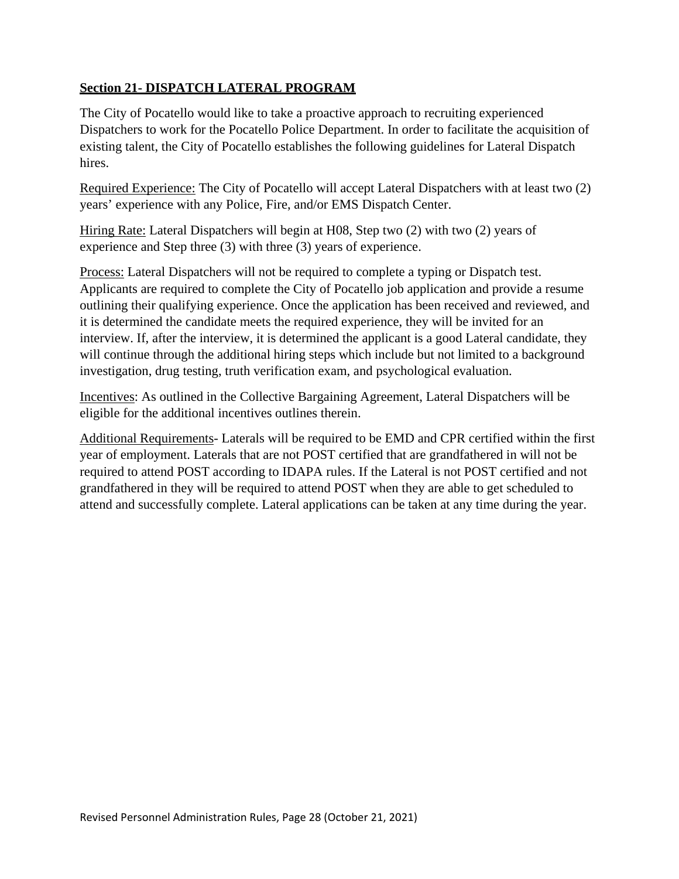## Section 21- DISPATCH LATERAL PROGRAM

The City of Pocatello would like to take a proactive approach to recruiting experienced Dispatchers to work for the Pocatello Police Department. In order to facilitate the acquisition of existing talent, the City of Pocatello establishes the following guidelines for Lateral Dispatch hires.

Required Experience: The City of Pocatello will accept Lateral Dispatchers with at least two (2) years' experience with any Police, Fire, and/or EMS Dispatch Center.

Hiring Rate: Lateral Dispatchers will begin at H08, Step two (2) with two (2) years of experience and Step three (3) with three (3) years of experience.

Process: Lateral Dispatchers will not be required to complete a typing or Dispatch test. Applicants are required to complete the City of Pocatello job application and provide a resume outlining their qualifying experience. Once the application has been received and reviewed, and it is determined the candidate meets the required experience, they will be invited for an interview. If, after the interview, it is determined the applicant is a good Lateral candidate, they will continue through the additional hiring steps which include but not limited to a background investigation, drug testing, truth verification exam, and psychological evaluation.

Incentives: As outlined in the Collective Bargaining Agreement, Lateral Dispatchers will be eligible for the additional incentives outlines therein.

Additional Requirements- Laterals will be required to be EMD and CPR certified within the first year of employment. Laterals that are not POST certified that are grandfathered in will not be required to attend POST according to IDAPA rules. If the Lateral is not POST certified and not grandfathered in they will be required to attend POST when they are able to get scheduled to attend and successfully complete. Lateral applications can be taken at any time during the year.